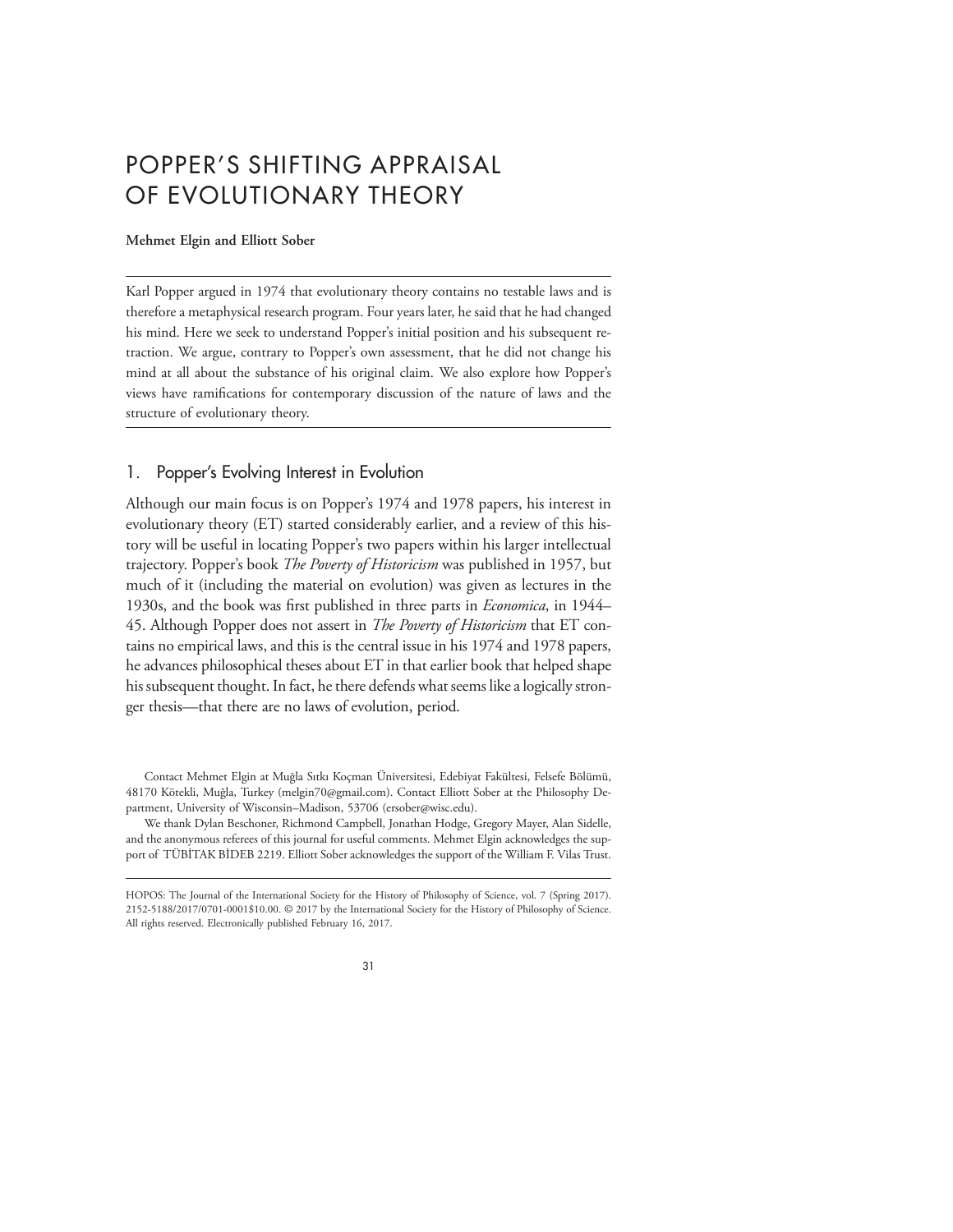# POPPER'S SHIFTING APPRAISAL OF EVOLUTIONARY THEORY

**Mehmet Elgin and Elliott Sober**

Karl Popper argued in 1974 that evolutionary theory contains no testable laws and is therefore a metaphysical research program. Four years later, he said that he had changed his mind. Here we seek to understand Popper's initial position and his subsequent retraction. We argue, contrary to Popper's own assessment, that he did not change his mind at all about the substance of his original claim. We also explore how Popper's views have ramifications for contemporary discussion of the nature of laws and the structure of evolutionary theory.

## 1. Popper's Evolving Interest in Evolution

Although our main focus is on Popper's 1974 and 1978 papers, his interest in evolutionary theory (ET) started considerably earlier, and a review of this history will be useful in locating Popper's two papers within his larger intellectual trajectory. Popper's book *The Poverty of Historicism* was published in 1957, but much of it (including the material on evolution) was given as lectures in the 1930s, and the book was first published in three parts in *Economica*, in 1944–45. Although Popper does not assert in *The Poverty of Historicism* that ET contains no empirical laws, and this is the central issue in his 1974 and 1978 papers, he advances philosophical theses about ET in that earlier book that helped shape his subsequent thought. In fact, he there defends what seems like a logically stronger thesis—that there are no laws of evolution, period.

Contact Mehmet Elgin at Muğla Sıtkı Koçman Üniversitesi, Edebiyat Fakültesi, Felsefe Bölümü, 48170 Kötekli, Muğla, Turkey (melgin70@gmail.com). Contact Elliott Sober at the Philosophy Department, University of Wisconsin–Madison, 53706 (ersober@wisc.edu).

We thank Dylan Beschoner, Richmond Campbell, Jonathan Hodge, Gregory Mayer, Alan Sidelle, and the anonymous referees of this journal for useful comments. Mehmet Elgin acknowledges the support of TÜBİTAK BİDEB 2219. Elliott Sober acknowledges the support of the William F. Vilas Trust.

HOPOS: The Journal of the International Society for the History of Philosophy of Science, vol. 7 (Spring 2017). 2152-5188/2017/0701-0001$10.00. © 2017 by the International Society for the History of Philosophy of Science. All rights reserved. Electronically published February 16, 2017.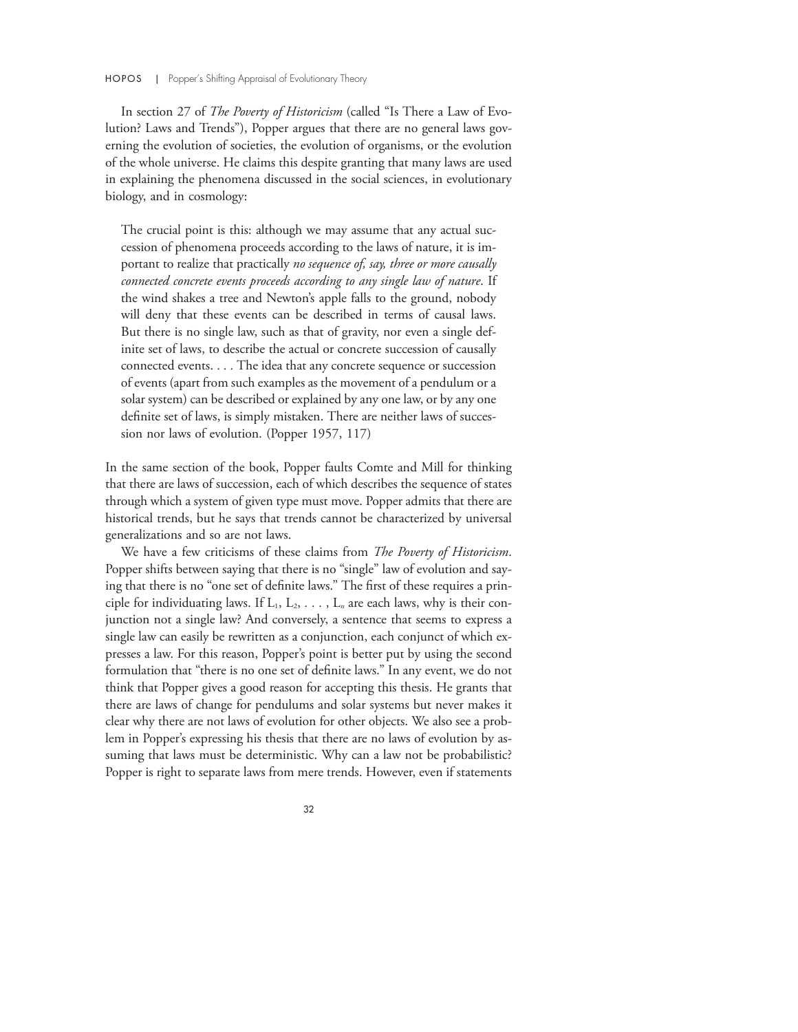In section 27 of *The Poverty of Historicism* (called "Is There a Law of Evolution? Laws and Trends"), Popper argues that there are no general laws governing the evolution of societies, the evolution of organisms, or the evolution of the whole universe. He claims this despite granting that many laws are used in explaining the phenomena discussed in the social sciences, in evolutionary biology, and in cosmology:

> The crucial point is this: although we may assume that any actual succession of phenomena proceeds according to the laws of nature, it is important to realize that practically *no sequence of, say, three or more causally connected concrete events proceeds according to any single law of nature*. If the wind shakes a tree and Newton's apple falls to the ground, nobody will deny that these events can be described in terms of causal laws. But there is no single law, such as that of gravity, nor even a single definite set of laws, to describe the actual or concrete succession of causally connected events. . . . The idea that any concrete sequence or succession of events (apart from such examples as the movement of a pendulum or a solar system) can be described or explained by any one law, or by any one definite set of laws, is simply mistaken. There are neither laws of succession nor laws of evolution. (Popper 1957, 117)

In the same section of the book, Popper faults Comte and Mill for thinking that there are laws of succession, each of which describes the sequence of states through which a system of given type must move. Popper admits that there are historical trends, but he says that trends cannot be characterized by universal generalizations and so are not laws.

We have a few criticisms of these claims from *The Poverty of Historicism*. Popper shifts between saying that there is no "single" law of evolution and saying that there is no "one set of definite laws." The first of these requires a principle for individuating laws. If $L_1$, $L_2$, . . . , $L_n$ are each laws, why is their conjunction not a single law? And conversely, a sentence that seems to express a single law can easily be rewritten as a conjunction, each conjunct of which expresses a law. For this reason, Popper's point is better put by using the second formulation that "there is no one set of definite laws." In any event, we do not think that Popper gives a good reason for accepting this thesis. He grants that there are laws of change for pendulums and solar systems but never makes it clear why there are not laws of evolution for other objects. We also see a problem in Popper's expressing his thesis that there are no laws of evolution by assuming that laws must be deterministic. Why can a law not be probabilistic? Popper is right to separate laws from mere trends. However, even if statements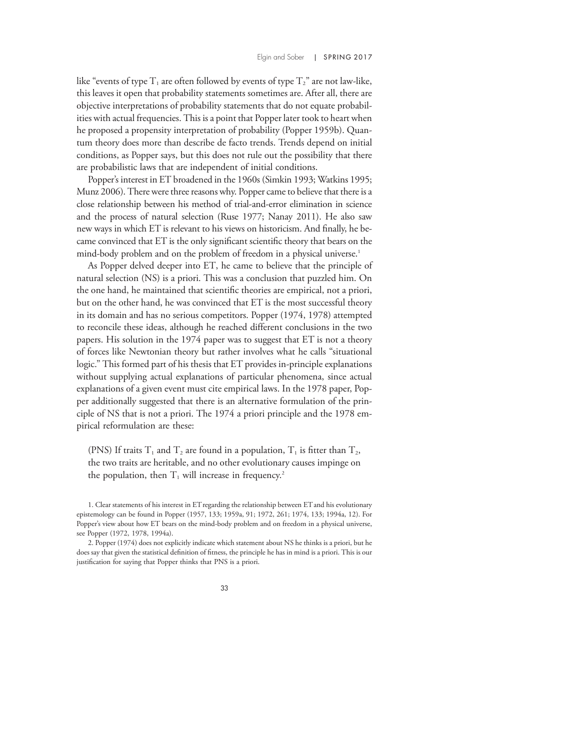like "events of type $T_1$ are often followed by events of type $T_2$" are not law-like, this leaves it open that probability statements sometimes are. After all, there are objective interpretations of probability statements that do not equate probabilities with actual frequencies. This is a point that Popper later took to heart when he proposed a propensity interpretation of probability (Popper 1959b). Quantum theory does more than describe de facto trends. Trends depend on initial conditions, as Popper says, but this does not rule out the possibility that there are probabilistic laws that are independent of initial conditions.

Popper's interest in ET broadened in the 1960s (Simkin 1993; Watkins 1995; Munz 2006). There were three reasons why. Popper came to believe that there is a close relationship between his method of trial-and-error elimination in science and the process of natural selection (Ruse 1977; Nanay 2011). He also saw new ways in which ET is relevant to his views on historicism. And finally, he became convinced that ET is the only significant scientific theory that bears on the mind-body problem and on the problem of freedom in a physical universe.[1]

As Popper delved deeper into ET, he came to believe that the principle of natural selection (NS) is a priori. This was a conclusion that puzzled him. On the one hand, he maintained that scientific theories are empirical, not a priori, but on the other hand, he was convinced that ET is the most successful theory in its domain and has no serious competitors. Popper (1974, 1978) attempted to reconcile these ideas, although he reached different conclusions in the two papers. His solution in the 1974 paper was to suggest that ET is not a theory of forces like Newtonian theory but rather involves what he calls "situational logic." This formed part of his thesis that ET provides in-principle explanations without supplying actual explanations of particular phenomena, since actual explanations of a given event must cite empirical laws. In the 1978 paper, Popper additionally suggested that there is an alternative formulation of the principle of NS that is not a priori. The 1974 a priori principle and the 1978 empirical reformulation are these:

> (PNS) If traits $T_1$ and $T_2$ are found in a population, $T_1$ is fitter than $T_2$, the two traits are heritable, and no other evolutionary causes impinge on the population, then $T_1$ will increase in frequency.[2]

1. Clear statements of his interest in ET regarding the relationship between ET and his evolutionary epistemology can be found in Popper (1957, 133; 1959a, 91; 1972, 261; 1974, 133; 1994a, 12). For Popper's view about how ET bears on the mind-body problem and on freedom in a physical universe, see Popper (1972, 1978, 1994a).

2. Popper (1974) does not explicitly indicate which statement about NS he thinks is a priori, but he does say that given the statistical definition of fitness, the principle he has in mind is a priori. This is our justification for saying that Popper thinks that PNS is a priori.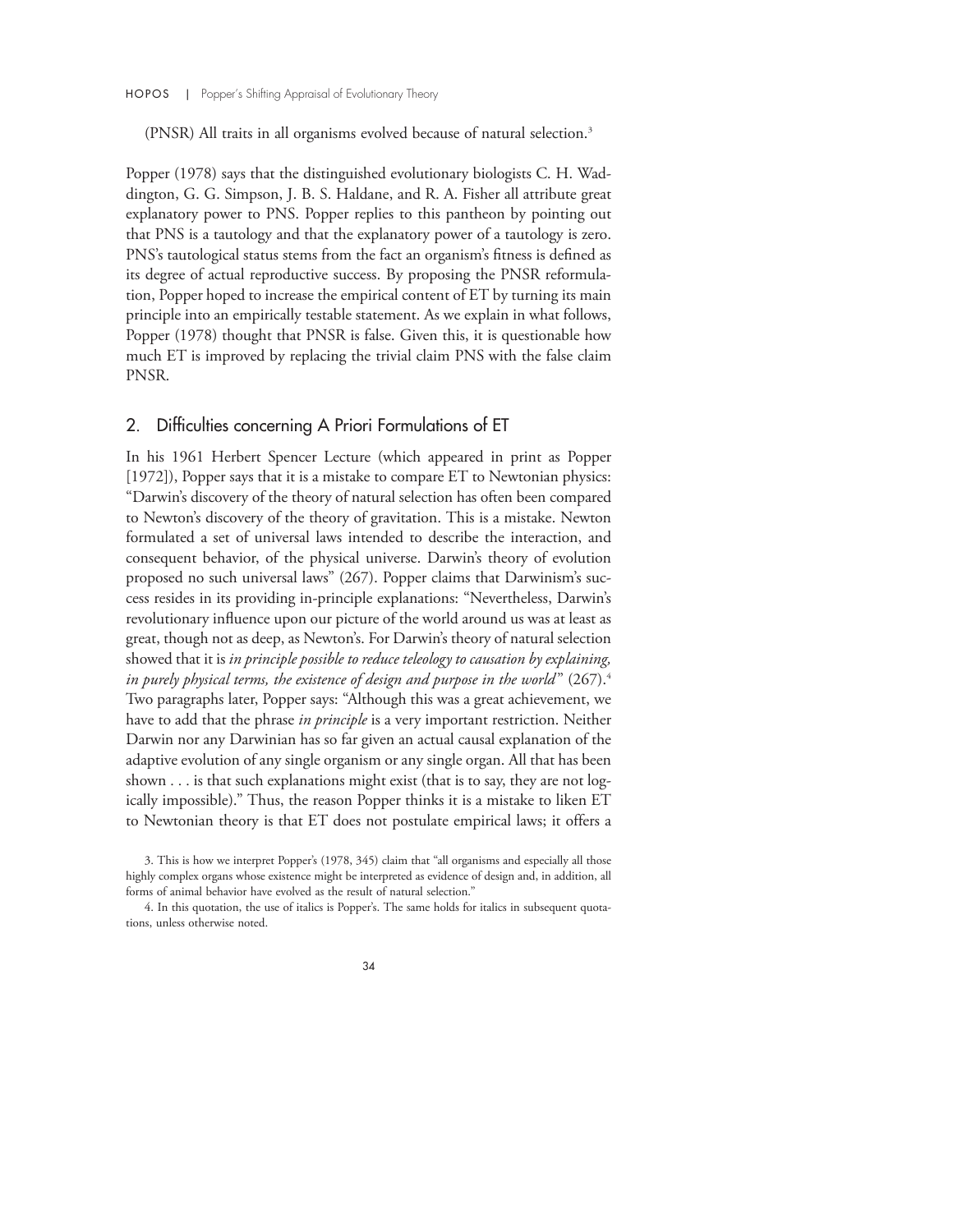(PNSR) All traits in all organisms evolved because of natural selection.[3]

Popper (1978) says that the distinguished evolutionary biologists C. H. Waddington, G. G. Simpson, J. B. S. Haldane, and R. A. Fisher all attribute great explanatory power to PNS. Popper replies to this pantheon by pointing out that PNS is a tautology and that the explanatory power of a tautology is zero. PNS's tautological status stems from the fact an organism's fitness is defined as its degree of actual reproductive success. By proposing the PNSR reformulation, Popper hoped to increase the empirical content of ET by turning its main principle into an empirically testable statement. As we explain in what follows, Popper (1978) thought that PNSR is false. Given this, it is questionable how much ET is improved by replacing the trivial claim PNS with the false claim PNSR.

## 2. Difficulties concerning A Priori Formulations of ET

In his 1961 Herbert Spencer Lecture (which appeared in print as Popper [1972]), Popper says that it is a mistake to compare ET to Newtonian physics: "Darwin's discovery of the theory of natural selection has often been compared to Newton's discovery of the theory of gravitation. This is a mistake. Newton formulated a set of universal laws intended to describe the interaction, and consequent behavior, of the physical universe. Darwin's theory of evolution proposed no such universal laws" (267). Popper claims that Darwinism's success resides in its providing in-principle explanations: "Nevertheless, Darwin's revolutionary influence upon our picture of the world around us was at least as great, though not as deep, as Newton's. For Darwin's theory of natural selection showed that it is *in principle possible to reduce teleology to causation by explaining, in purely physical terms, the existence of design and purpose in the world*" (267).[4] Two paragraphs later, Popper says: "Although this was a great achievement, we have to add that the phrase *in principle* is a very important restriction. Neither Darwin nor any Darwinian has so far given an actual causal explanation of the adaptive evolution of any single organism or any single organ. All that has been shown . . . is that such explanations might exist (that is to say, they are not logically impossible)." Thus, the reason Popper thinks it is a mistake to liken ET to Newtonian theory is that ET does not postulate empirical laws; it offers a

3. This is how we interpret Popper's (1978, 345) claim that "all organisms and especially all those highly complex organs whose existence might be interpreted as evidence of design and, in addition, all forms of animal behavior have evolved as the result of natural selection."

4. In this quotation, the use of italics is Popper's. The same holds for italics in subsequent quotations, unless otherwise noted.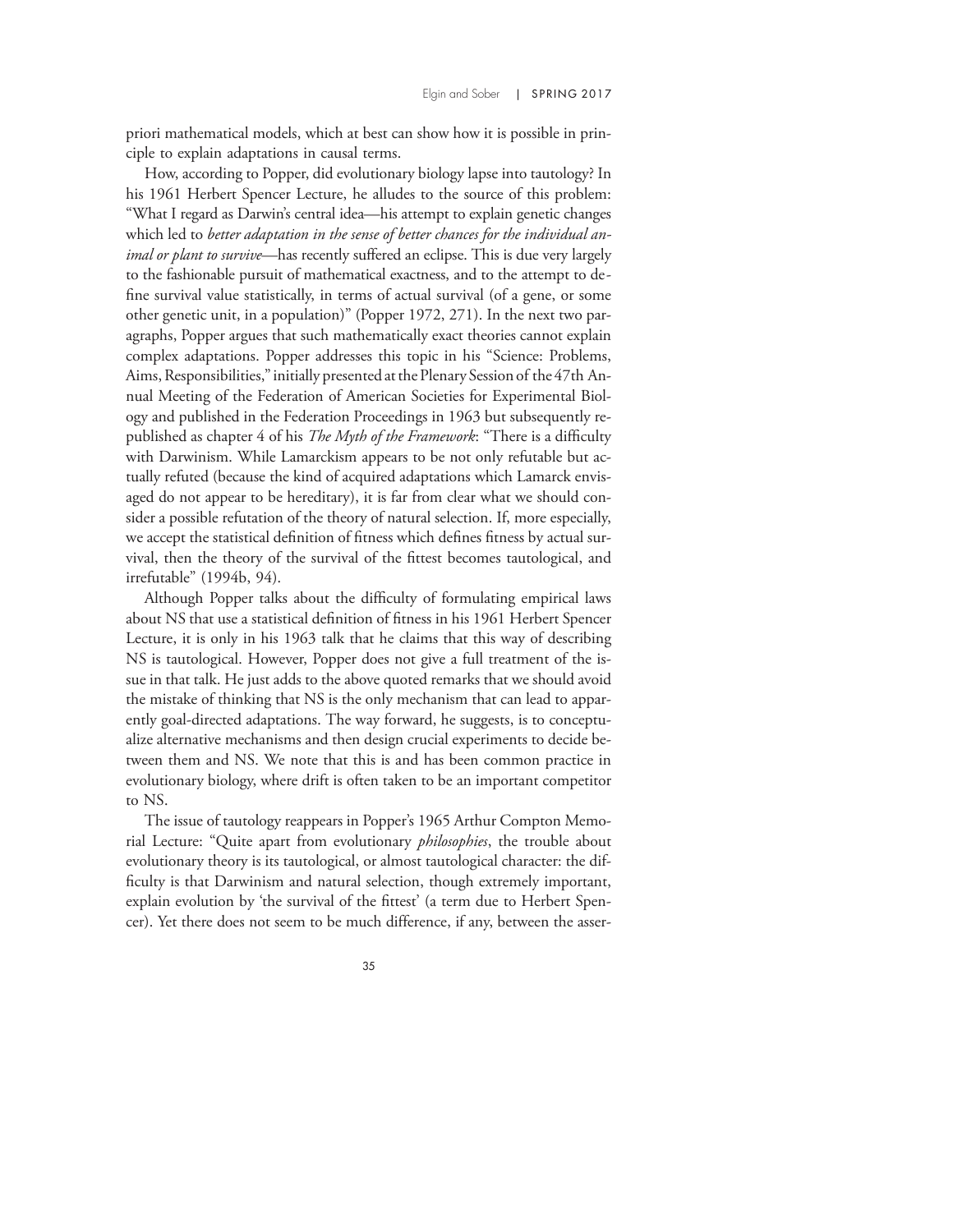priori mathematical models, which at best can show how it is possible in principle to explain adaptations in causal terms.

How, according to Popper, did evolutionary biology lapse into tautology? In his 1961 Herbert Spencer Lecture, he alludes to the source of this problem: "What I regard as Darwin's central idea—his attempt to explain genetic changes which led to *better adaptation in the sense of better chances for the individual animal or plant to survive*—has recently suffered an eclipse. This is due very largely to the fashionable pursuit of mathematical exactness, and to the attempt to define survival value statistically, in terms of actual survival (of a gene, or some other genetic unit, in a population)" (Popper 1972, 271). In the next two paragraphs, Popper argues that such mathematically exact theories cannot explain complex adaptations. Popper addresses this topic in his "Science: Problems, Aims, Responsibilities," initially presented at the Plenary Session of the 47th Annual Meeting of the Federation of American Societies for Experimental Biology and published in the Federation Proceedings in 1963 but subsequently republished as chapter 4 of his *The Myth of the Framework*: "There is a difficulty with Darwinism. While Lamarckism appears to be not only refutable but actually refuted (because the kind of acquired adaptations which Lamarck envisaged do not appear to be hereditary), it is far from clear what we should consider a possible refutation of the theory of natural selection. If, more especially, we accept the statistical definition of fitness which defines fitness by actual survival, then the theory of the survival of the fittest becomes tautological, and irrefutable" (1994b, 94).

Although Popper talks about the difficulty of formulating empirical laws about NS that use a statistical definition of fitness in his 1961 Herbert Spencer Lecture, it is only in his 1963 talk that he claims that this way of describing NS is tautological. However, Popper does not give a full treatment of the issue in that talk. He just adds to the above quoted remarks that we should avoid the mistake of thinking that NS is the only mechanism that can lead to apparently goal-directed adaptations. The way forward, he suggests, is to conceptualize alternative mechanisms and then design crucial experiments to decide between them and NS. We note that this is and has common practice in evolutionary biology, where drift is often taken to be an important competitor to NS.

The issue of tautology reappears in Popper's 1965 Arthur Compton Memorial Lecture: "Quite apart from evolutionary *philosophies*, the trouble about evolutionary theory is its tautological, or almost tautological character: the difficulty is that Darwinism and natural selection, though extremely important, explain evolution by 'the survival of the fittest' (a term due to Herbert Spencer). Yet there does not seem to be much difference, if any, between the asser-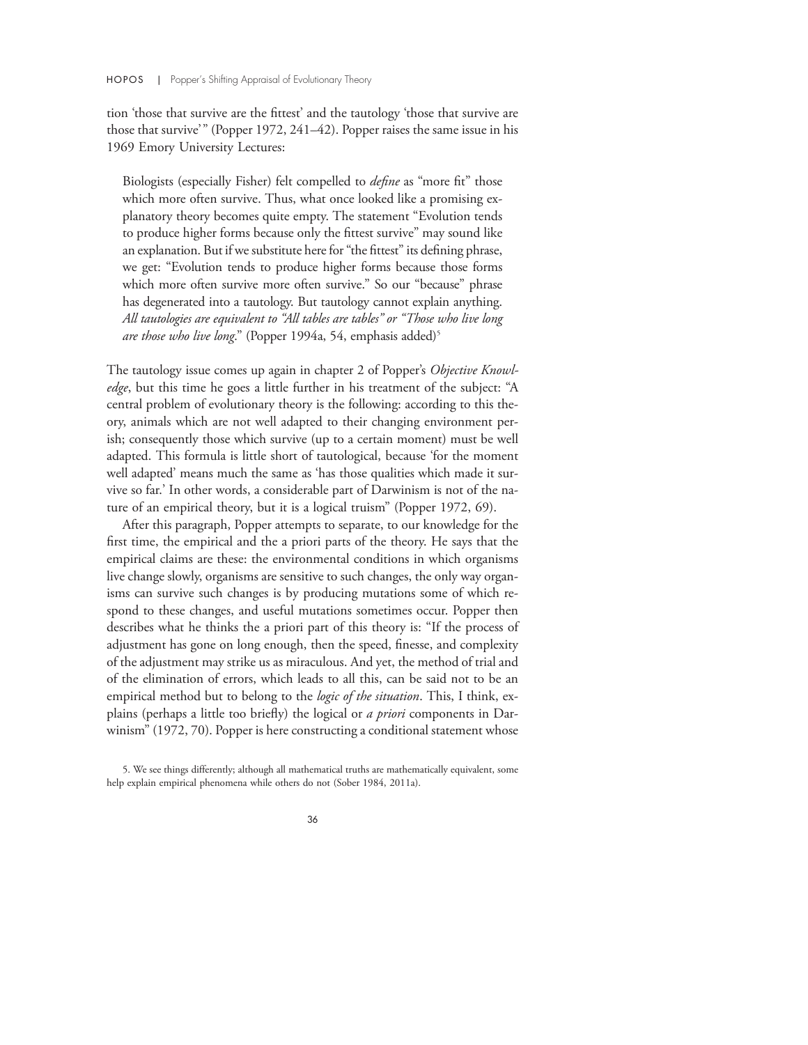tion 'those that survive are the fittest' and the tautology 'those that survive are those that survive'" (Popper 1972, 241–42). Popper raises the same issue in his 1969 Emory University Lectures:

> Biologists (especially Fisher) felt compelled to *define* as "more fit" those which more often survive. Thus, what once looked like a promising explanatory theory becomes quite empty. The statement "Evolution tends to produce higher forms because only the fittest survive" may sound like an explanation. But if we substitute here for "the fittest" its defining phrase, we get: "Evolution tends to produce higher forms because those forms which more often survive more often survive." So our "because" phrase has degenerated into a tautology. But tautology cannot explain anything. *All tautologies are equivalent to "All tables are tables" or "Those who live long are those who live long*." (Popper 1994a, 54, emphasis added)[5]

The tautology issue comes up again in chapter 2 of Popper's *Objective Knowledge*, but this time he goes a little further in his treatment of the subject: "A central problem of evolutionary theory is the following: according to this theory, animals which are not well adapted to their changing environment perish; consequently those which survive (up to a certain moment) must be well adapted. This formula is little short of tautological, because 'for the moment well adapted' means much the same as 'has those qualities which made it survive so far.' In other words, a considerable part of Darwinism is not of the nature of an empirical theory, but it is a logical truism" (Popper 1972, 69).

After this paragraph, Popper attempts to separate, to our knowledge for the first time, the empirical and the a priori parts of the theory. He says that the empirical claims are these: the environmental conditions in which organisms live change slowly, organisms are sensitive to such changes, the only way organisms can survive such changes is by producing mutations some of which respond to these changes, and useful mutations sometimes occur. Popper then describes what he thinks the a priori part of this theory is: "If the process of adjustment has gone on long enough, then the speed, finesse, and complexity of the adjustment may strike us as miraculous. And yet, the method of trial and of the elimination of errors, which leads to all this, can be said not to be an empirical method but to belong to the *logic of the situation*. This, I think, explains (perhaps a little too briefly) the logical or *a priori* components in Darwinism" (1972, 70). Popper is here constructing a conditional statement whose

5. We see things differently; although all mathematical truths are mathematically equivalent, some help explain empirical phenomena while others do not (Sober 1984, 2011a).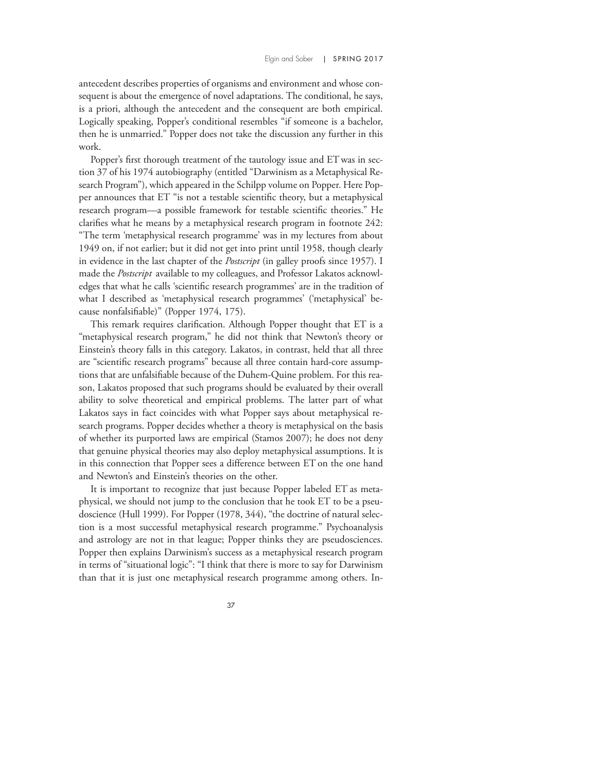antecedent describes properties of organisms and environment and whose consequent is about the emergence of novel adaptations. The conditional, he says, is a priori, although the antecedent and the consequent are both empirical. Logically speaking, Popper's conditional resembles "if someone is a bachelor, then he is unmarried." Popper does not take the discussion any further in this work.

Popper's first thorough treatment of the tautology issue and ET was in section 37 of his 1974 autobiography (entitled "Darwinism as a Metaphysical Research Program"), which appeared in the Schilpp volume on Popper. Here Popper announces that ET "is not a testable scientific theory, but a metaphysical research program—a possible framework for testable scientific theories." He clarifies what he means by a metaphysical research program in footnote 242: "The term 'metaphysical research programme' was in my lectures from about 1949 on, if not earlier; but it did not get into print until 1958, though clearly in evidence in the last chapter of the *Postscript* (in galley proofs since 1957). I made the *Postscript* available to my colleagues, and Professor Lakatos acknowledges that what he calls 'scientific research programmes' are in the tradition of what I described as 'metaphysical research programmes' ('metaphysical' because nonfalsifiable)" (Popper 1974, 175).

This remark requires clarification. Although Popper thought that ET is a "metaphysical research program," he did not think that Newton's theory or Einstein's theory falls in this category. Lakatos, in contrast, held that all three are "scientific research programs" because all three contain hard-core assumptions that are unfalsifiable because of the Duhem-Quine problem. For this reason, Lakatos proposed that such programs should be evaluated by their overall ability to solve theoretical and empirical problems. The latter part of what Lakatos says in fact coincides with what Popper says about metaphysical research programs. Popper decides whether a theory is metaphysical on the basis of whether its purported laws are empirical (Stamos 2007); he does not deny that genuine physical theories may also deploy metaphysical assumptions. It is in this connection that Popper sees a difference between ET on the one hand and Newton's and Einstein's theories on the other.

It is important to recognize that just because Popper labeled ET as metaphysical, we should not jump to the conclusion that he took ET to be a pseudoscience (Hull 1999). For Popper (1978, 344), "the doctrine of natural selection is a most successful metaphysical research programme." Psychoanalysis and astrology are not in that league; Popper thinks they are pseudosciences. Popper then explains Darwinism's success as a metaphysical research program in terms of "situational logic": "I think that there is more to say for Darwinism than that it is just one metaphysical research programme among others. In-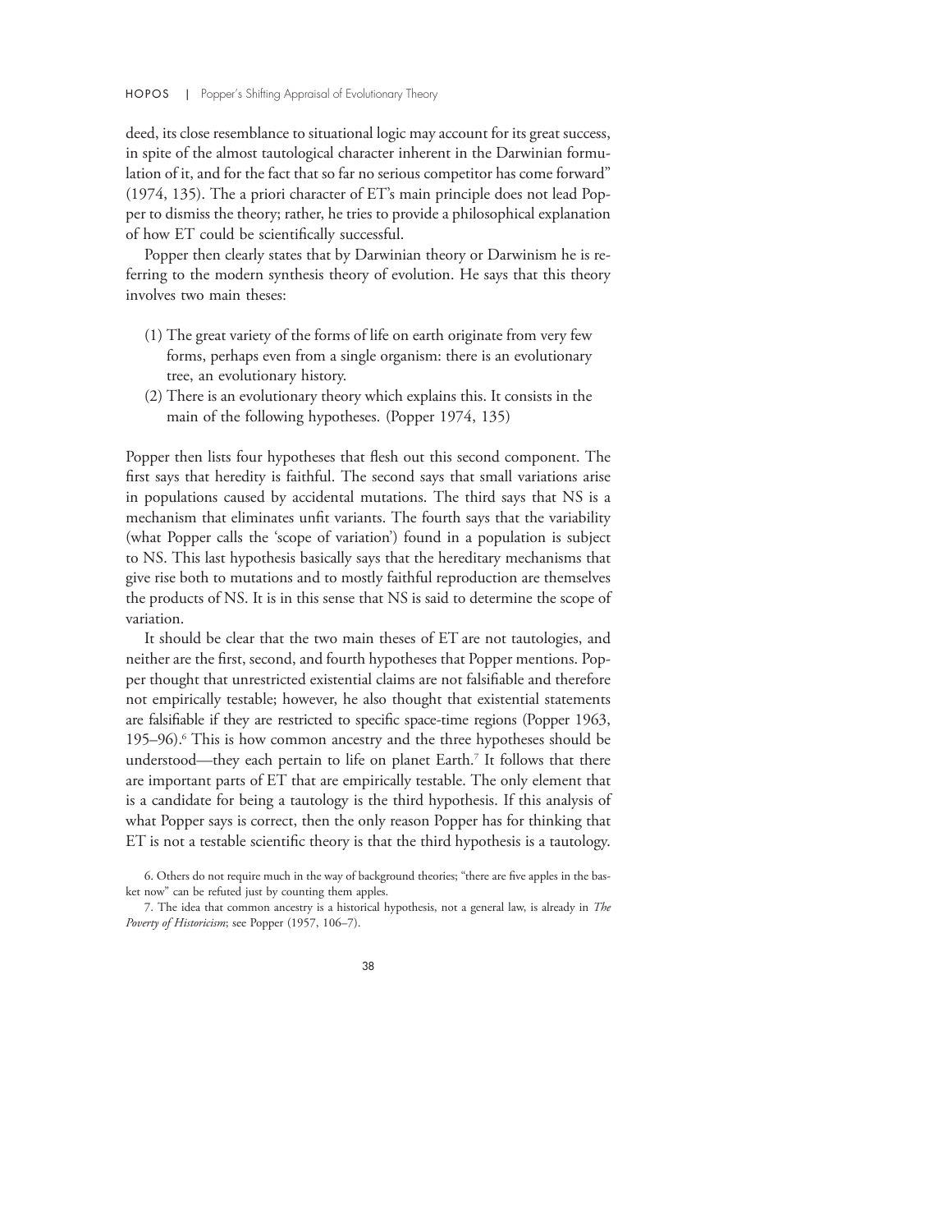deed, its close resemblance to situational logic may account for its great success, in spite of the almost tautological character inherent in the Darwinian formulation of it, and for the fact that so far no serious competitor has come forward" (1974, 135). The a priori character of ET's main principle does not lead Popper to dismiss the theory; rather, he tries to provide a philosophical explanation of how ET could be scientifically successful.

Popper then clearly states that by Darwinian theory or Darwinism he is referring to the modern synthesis theory of evolution. He says that this theory involves two main theses:

> (1) The great variety of the forms of life on earth originate from very few forms, perhaps even from a single organism: there is an evolutionary tree, an evolutionary history.
>
> (2) There is an evolutionary theory which explains this. It consists in the main of the following hypotheses. (Popper 1974, 135)

Popper then lists four hypotheses that flesh out this second component. The first says that heredity is faithful. The second says that small variations arise in populations caused by accidental mutations. The third says that NS is a mechanism that eliminates unfit variants. The fourth says that the variability (what Popper calls the 'scope of variation') found in a population is subject to NS. This last hypothesis basically says that the hereditary mechanisms that give rise both to mutations and to mostly faithful reproduction are themselves the products of NS. It is in this sense that NS is said to determine the scope of variation.

It should be clear that the two main theses of ET are not tautologies, and neither are the first, second, and fourth hypotheses that Popper mentions. Popper thought that unrestricted existential claims are not falsifiable and therefore not empirically testable; however, he also thought that existential statements are falsifiable if they are restricted to specific space-time regions (Popper 1963, 195–96).[6] This is how common ancestry and the three hypotheses should be understood—they each pertain to life on planet Earth.[7] It follows that there are important parts of ET that are empirically testable. The only element that is a candidate for being a tautology is the third hypothesis. If this analysis of what Popper says is correct, then the only reason Popper has for thinking that ET is not a testable scientific theory is that the third hypothesis is a tautology.

6. Others do not require much in the way of background theories; "there are five apples in the basket now" can be refuted just by counting them apples.

7. The idea that common ancestry is a historical hypothesis, not a general law, is already in *The Poverty of Historicism*; see Popper (1957, 106–7).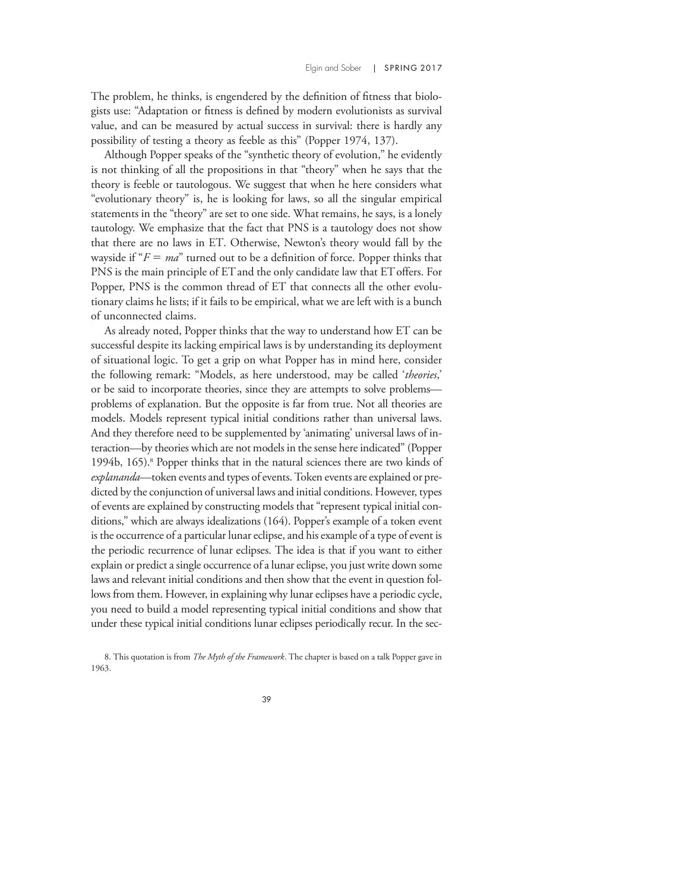The problem, he thinks, is engendered by the definition of fitness that biologists use: "Adaptation or fitness is defined by modern evolutionists as survival value, and can be measured by actual success in survival: there is hardly any possibility of testing a theory as feeble as this" (Popper 1974, 137).

Although Popper speaks of the "synthetic theory of evolution," he evidently is not thinking of all the propositions in that "theory" when he says that the theory is feeble or tautologous. We suggest that when he here considers what "evolutionary theory" is, he is looking for laws, so all the singular empirical statements in the "theory" are set to one side. What remains, he says, is a lonely tautology. We emphasize that the fact that PNS is a tautology does not show that there are no laws in ET. Otherwise, Newton's theory would fall by the wayside if "$F = ma$" turned out to be a definition of force. Popper thinks that PNS is the main principle of ET and the only candidate law that ET offers. For Popper, PNS is the common thread of ET that connects all the other evolutionary claims he lists; if it fails to be empirical, what we are left with is a bunch of unconnected claims.

As already noted, Popper thinks that the way to understand how ET can be successful despite its lacking empirical laws is by understanding its deployment of situational logic. To get a grip on what Popper has in mind here, consider the following remark: "Models, as here understood, may be called '*theories*,' or be said to incorporate theories, since they are attempts to solve problems—problems of explanation. But the opposite is far from true. Not all theories are models. Models represent typical initial conditions rather than universal laws. And they therefore need to be supplemented by 'animating' universal laws of interaction—by theories which are not models in the sense here indicated" (Popper 1994b, 165).[8] Popper thinks that in the natural sciences there are two kinds of *explananda*—token events and types of events. Token events are explained or predicted by the conjunction of universal laws and initial conditions. However, types of events are explained by constructing models that "represent typical initial conditions," which are always idealizations (164). Popper's example of a token event is the occurrence of a particular lunar eclipse, and his example of a type of event is the periodic recurrence of lunar eclipses. The idea is that if you want to either explain or predict a single occurrence of a lunar eclipse, you just write down some laws and relevant initial conditions and then show that the event in question follows from them. However, in explaining why lunar eclipses have a periodic cycle, you need to build a model representing typical initial conditions and show that under these typical initial conditions lunar eclipses periodically recur. In the sec-

8. This quotation is from *The Myth of the Framework*. The chapter is based on a talk Popper gave in 1963.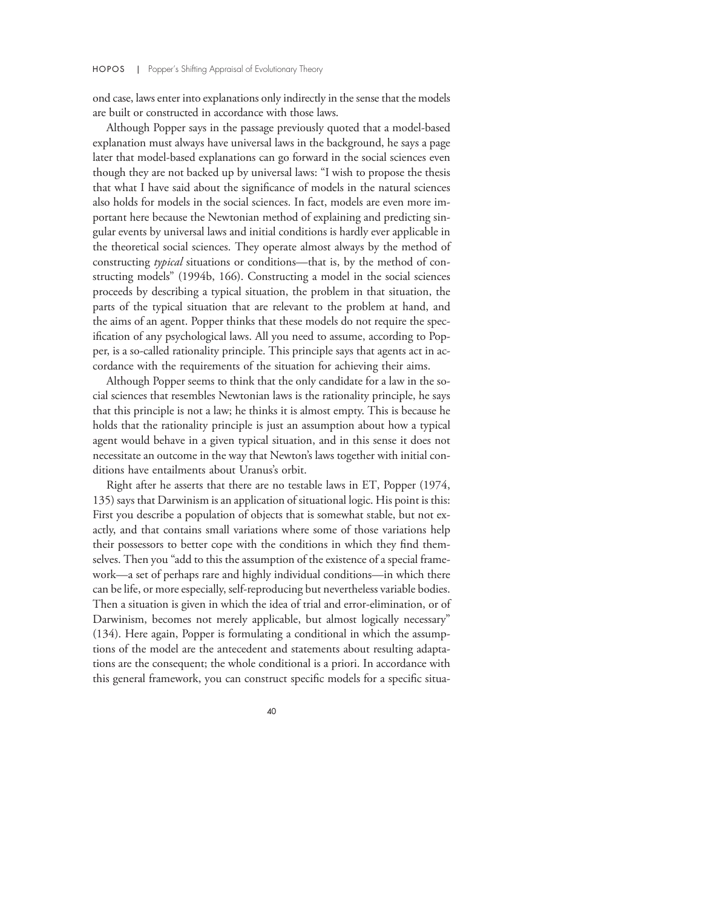ond case, laws enter into explanations only indirectly in the sense that the models are built or constructed in accordance with those laws.

Although Popper says in the passage previously quoted that a model-based explanation must always have universal laws in the background, he says a page later that model-based explanations can go forward in the social sciences even though they are not backed up by universal laws: "I wish to propose the thesis that what I have said about the significance of models in the natural sciences also holds for models in the social sciences. In fact, models are even more important here because the Newtonian method of explaining and predicting singular events by universal laws and initial conditions is hardly ever applicable in the theoretical social sciences. They operate almost always by the method of constructing *typical* situations or conditions—that is, by the method of constructing models" (1994b, 166). Constructing a model in the social sciences proceeds by describing a typical situation, the problem in that situation, the parts of the typical situation that are relevant to the problem at hand, and the aims of an agent. Popper thinks that these models do not require the specification of any psychological laws. All you need to assume, according to Popper, is a so-called rationality principle. This principle says that agents act in accordance with the requirements of the situation for achieving their aims.

Although Popper seems to think that the only candidate for a law in the social sciences that resembles Newtonian laws is the rationality principle, he says that this principle is not a law; he thinks it is almost empty. This is because he holds that the rationality principle is just an assumption about how a typical agent would behave in a given typical situation, and in this sense it does not necessitate an outcome in the way that Newton's laws together with initial conditions have entailments about Uranus's orbit.

Right after he asserts that there are no testable laws in ET, Popper (1974, 135) says that Darwinism is an application of situational logic. His point is this: First you describe a population of objects that is somewhat stable, but not exactly, and that contains small variations where some of those variations help their possessors to better cope with the conditions in which they find themselves. Then you "add to this the assumption of the existence of a special framework—a set of perhaps rare and highly individual conditions—in which there can be life, or more especially, self-reproducing but nevertheless variable bodies. Then a situation is given in which the idea of trial and error-elimination, or of Darwinism, becomes not merely applicable, but almost logically necessary" (134). Here again, Popper is formulating a conditional in which the assumptions of the model are the antecedent and statements about resulting adaptations are the consequent; the whole conditional is a priori. In accordance with this general framework, you can construct specific models for a specific situa-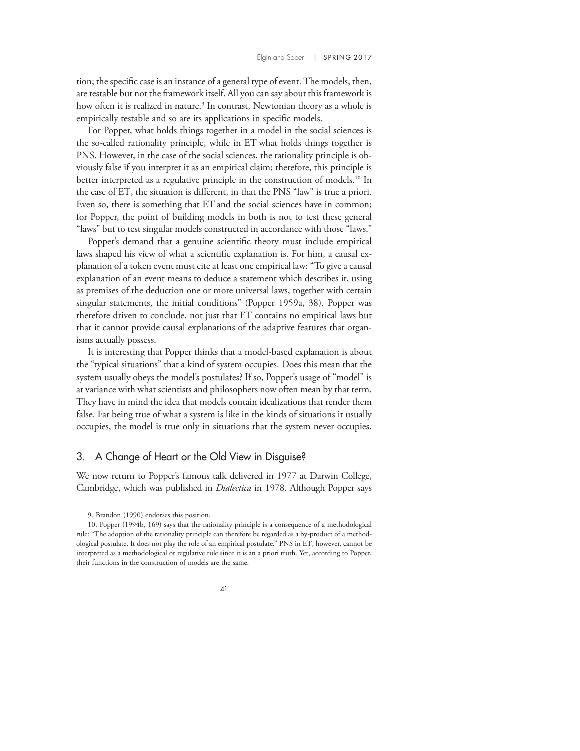tion; the specific case is an instance of a general type of event. The models, then, are testable but not the framework itself. All you can say about this framework is how often it is realized in nature.[9] In contrast, Newtonian theory as a whole is empirically testable and so are its applications in specific models.

For Popper, what holds things together in a model in the social sciences is the so-called rationality principle, while in ET what holds things together is PNS. However, in the case of the social sciences, the rationality principle is obviously false if you interpret it as an empirical claim; therefore, this principle is better interpreted as a regulative principle in the construction of models.[10] In the case of ET, the situation is different, in that the PNS "law" is true a priori. Even so, there is something that ET and the social sciences have in common; for Popper, the point of building models in both is not to test these general "laws" but to test singular models constructed in accordance with those "laws."

Popper's demand that a genuine scientific theory must include empirical laws shaped his view of what a scientific explanation is. For him, a causal explanation of a token event must cite at least one empirical law: "To give a causal explanation of an event means to deduce a statement which describes it, using as premises of the deduction one or more universal laws, together with certain singular statements, the initial conditions" (Popper 1959a, 38). Popper was therefore driven to conclude, not just that ET contains no empirical laws but that it cannot provide causal explanations of the adaptive features that organisms actually possess.

It is interesting that Popper thinks that a model-based explanation is about the "typical situations" that a kind of system occupies. Does this mean that the system usually obeys the model's postulates? If so, Popper's usage of "model" is at variance with what scientists and philosophers now often mean by that term. They have in mind the idea that models contain idealizations that render them false. Far being true of what a system is like in the kinds of situations it usually occupies, the model is true only in situations that the system never occupies.

## 3. A Change of Heart or the Old View in Disguise?

We now return to Popper's famous talk delivered in 1977 at Darwin College, Cambridge, which was published in *Dialectica* in 1978. Although Popper says

9. Brandon (1990) endorses this position.

10. Popper (1994b, 169) says that the rationality principle is a consequence of a methodological rule: "The adoption of the rationality principle can therefore be regarded as a by-product of a methodological postulate. It does not play the role of an empirical postulate." PNS in ET, however, cannot be interpreted as a methodological or regulative rule since it is an a priori truth. Yet, according to Popper, their functions in the construction of models are the same.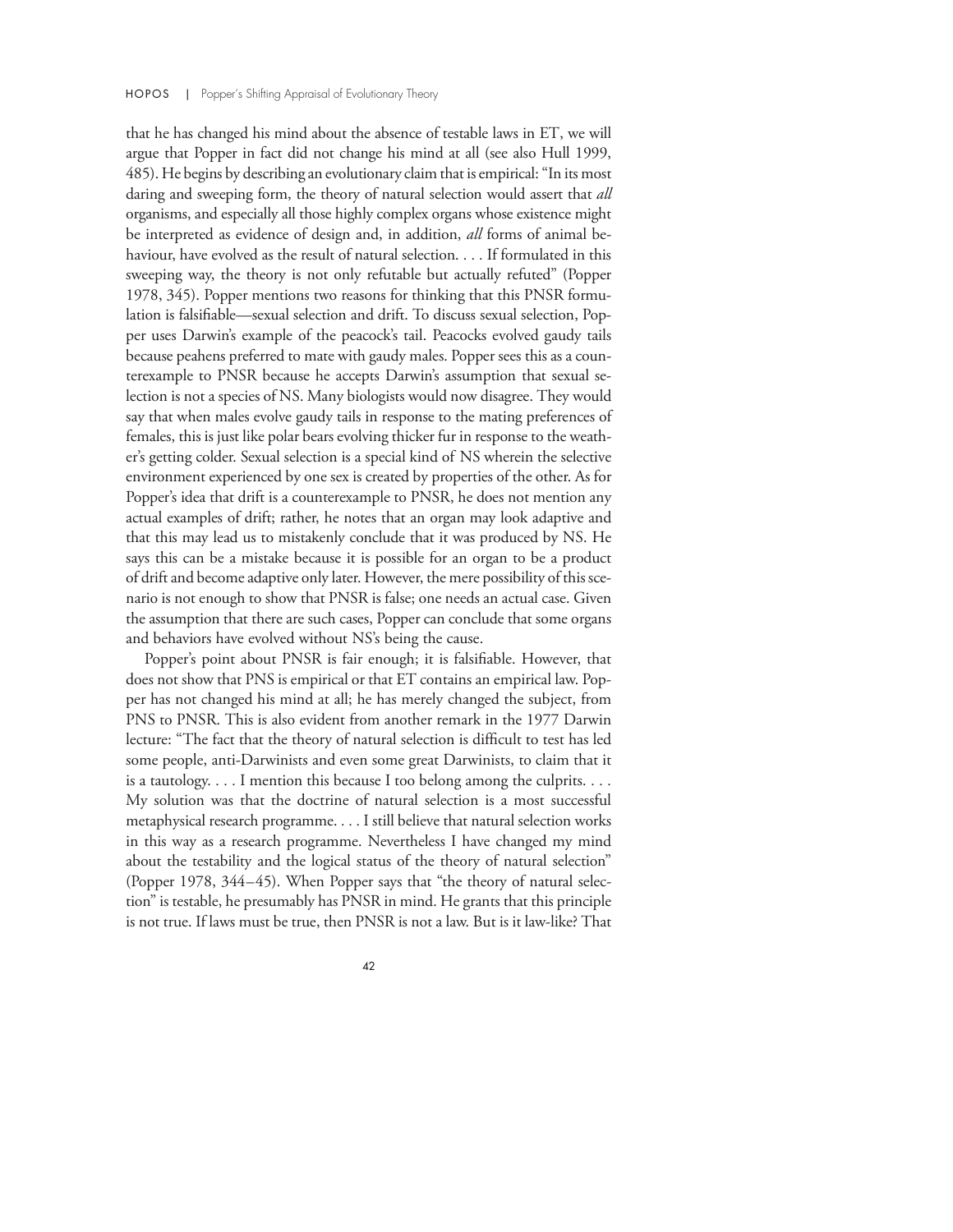that he has changed his mind about the absence of testable laws in ET, we will argue that Popper in fact did not change his mind at all (see also Hull 1999, 485). He begins by describing an evolutionary claim that is empirical: "In its most daring and sweeping form, the theory of natural selection would assert that *all* organisms, and especially all those highly complex organs whose existence might be interpreted as evidence of design and, in addition, *all* forms of animal behaviour, have evolved as the result of natural selection. . . . If formulated in this sweeping way, the theory is not only refutable but actually refuted" (Popper 1978, 345). Popper mentions two reasons for thinking that this PNSR formulation is falsifiable—sexual selection and drift. To discuss sexual selection, Popper uses Darwin's example of the peacock's tail. Peacocks evolved gaudy tails because peahens preferred to mate with gaudy males. Popper sees this as a counterexample to PNSR because he accepts Darwin's assumption that sexual selection is not a species of NS. Many biologists would now disagree. They would say that when males evolve gaudy tails in response to the mating preferences of females, this is just like polar bears evolving thicker fur in response to the weather's getting colder. Sexual selection is a special kind of NS wherein the selective environment experienced by one sex is created by properties of the other. As for Popper's idea that drift is a counterexample to PNSR, he does not mention any actual examples of drift; rather, he notes that an organ may look adaptive and that this may lead us to mistakenly conclude that it was produced by NS. He says this can be a mistake because it is possible for an organ to be a product of drift and become adaptive only later. However, the mere possibility of this scenario is not enough to show that PNSR is false; one needs an actual case. Given the assumption that there are such cases, Popper can conclude that some organs and behaviors have evolved without NS's being the cause.

Popper's point about PNSR is fair enough; it is falsifiable. However, that does not show that PNS is empirical or that ET contains an empirical law. Popper has not changed his mind at all; he has merely changed the subject, from PNS to PNSR. This is also evident from another remark in the 1977 Darwin lecture: "The fact that the theory of natural selection is difficult to test has led some people, anti-Darwinists and even some great Darwinists, to claim that it is a tautology. . . . I mention this because I too belong among the culprits. . . . My solution was that the doctrine of natural selection is a most successful metaphysical research programme. . . . I still believe that natural selection works in this way as a research programme. Nevertheless I have changed my mind about the testability and the logical status of the theory of natural selection" (Popper 1978, 344–45). When Popper says that "the theory of natural selection" is testable, he presumably has PNSR in mind. He grants that this principle is not true. If laws must be true, then PNSR is not a law. But is it law-like? That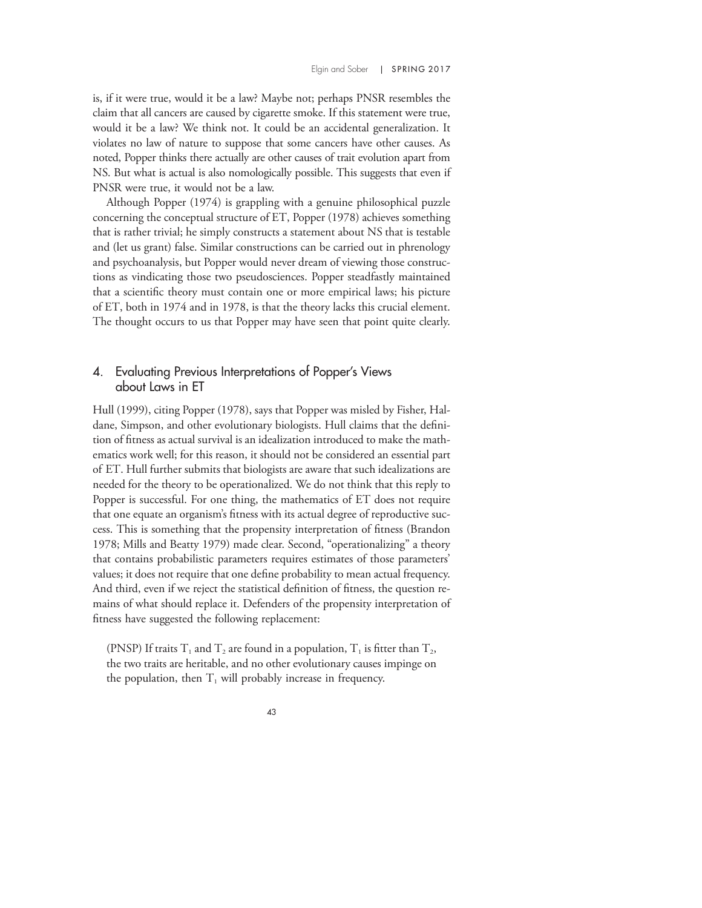is, if it were true, would it be a law? Maybe not; perhaps PNSR resembles the claim that all cancers are caused by cigarette smoke. If this statement were true, would it be a law? We think not. It could be an accidental generalization. It violates no law of nature to suppose that some cancers have other causes. As noted, Popper thinks there actually are other causes of trait evolution apart from NS. But what is actual is also nomologically possible. This suggests that even if PNSR were true, it would not be a law.

Although Popper (1974) is grappling with a genuine philosophical puzzle concerning the conceptual structure of ET, Popper (1978) achieves something that is rather trivial; he simply constructs a statement about NS that is testable and (let us grant) false. Similar constructions can be carried out in phrenology and psychoanalysis, but Popper would never dream of viewing those constructions as vindicating those two pseudosciences. Popper steadfastly maintained that a scientific theory must contain one or more empirical laws; his picture of ET, both in 1974 and in 1978, is that the theory lacks this crucial element. The thought occurs to us that Popper may have seen that point quite clearly.

## 4. Evaluating Previous Interpretations of Popper's Views about Laws in ET

Hull (1999), citing Popper (1978), says that Popper was misled by Fisher, Haldane, Simpson, and other evolutionary biologists. Hull claims that the definition of fitness as actual survival is an idealization introduced to make the mathematics work well; for this reason, it should not be considered an essential part of ET. Hull further submits that biologists are aware that such idealizations are needed for the theory to be operationalized. We do not think that this reply to Popper is successful. For one thing, the mathematics of ET does not require that one equate an organism's fitness with its actual degree of reproductive success. This is something that the propensity interpretation of fitness (Brandon 1978; Mills and Beatty 1979) made clear. Second, "operationalizing" a theory that contains probabilistic parameters requires estimates of those parameters' values; it does not require that one define probability to mean actual frequency. And third, even if we reject the statistical definition of fitness, the question remains of what should replace it. Defenders of the propensity interpretation of fitness have suggested the following replacement:

> (PNSP) If traits $T_1$ and $T_2$ are found in a population, $T_1$ is fitter than $T_2$, the two traits are heritable, and no other evolutionary causes impinge on the population, then $T_1$ will probably increase in frequency.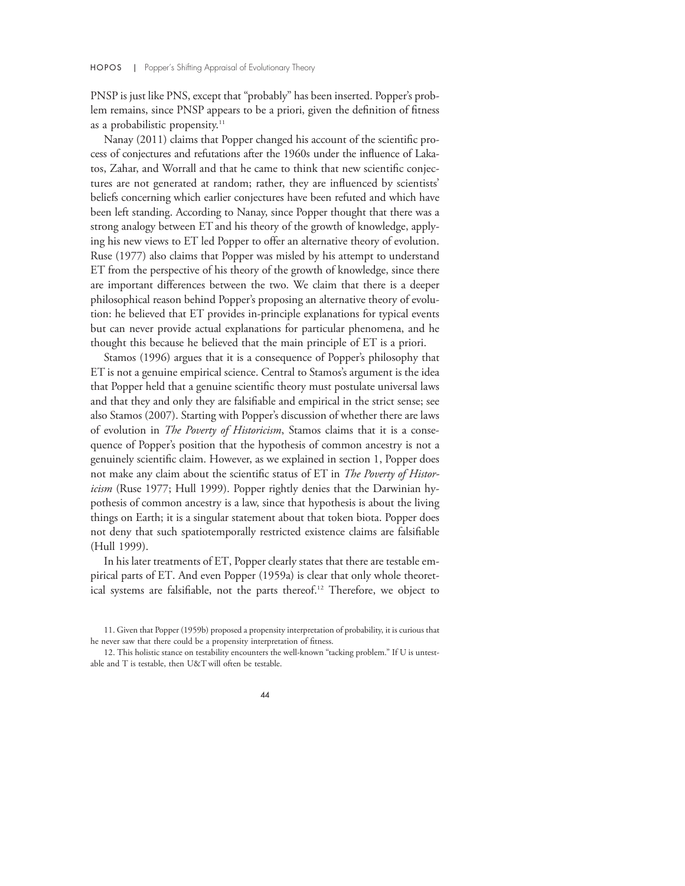PNSP is just like PNS, except that "probably" has been inserted. Popper's problem remains, since PNSP appears to be a priori, given the definition of fitness as a probabilistic propensity.[11]

Nanay (2011) claims that Popper changed his account of the scientific process of conjectures and refutations after the 1960s under the influence of Lakatos, Zahar, and Worrall and that he came to think that new scientific conjectures are not generated at random; rather, they are influenced by scientists' beliefs concerning which earlier conjectures have been refuted and which have been left standing. According to Nanay, since Popper thought that there was a strong analogy between ET and his theory of the growth of knowledge, applying his new views to ET led Popper to offer an alternative theory of evolution. Ruse (1977) also claims that Popper was misled by his attempt to understand ET from the perspective of his theory of the growth of knowledge, since there are important differences between the two. We claim that there is a deeper philosophical reason behind Popper's proposing an alternative theory of evolution: he believed that ET provides in-principle explanations for typical events but can never provide actual explanations for particular phenomena, and he thought this because he believed that the main principle of ET is a priori.

Stamos (1996) argues that it is a consequence of Popper's philosophy that ET is not a genuine empirical science. Central to Stamos's argument is the idea that Popper held that a genuine scientific theory must postulate universal laws and that they and only they are falsifiable and empirical in the strict sense; see also Stamos (2007). Starting with Popper's discussion of whether there are laws of evolution in *The Poverty of Historicism*, Stamos claims that it is a consequence of Popper's position that the hypothesis of common ancestry is not a genuinely scientific claim. However, as we explained in section 1, Popper does not make any claim about the scientific status of ET in *The Poverty of Historicism* (Ruse 1977; Hull 1999). Popper rightly denies that the Darwinian hypothesis of common ancestry is a law, since that hypothesis is about the living things on Earth; it is a singular statement about that token biota. Popper does not deny that such spatiotemporally restricted existence claims are falsifiable (Hull 1999).

In his later treatments of ET, Popper clearly states that there are testable empirical parts of ET. And even Popper (1959a) is clear that only whole theoretical systems are falsifiable, not the parts thereof.[12] Therefore, we object to

11. Given that Popper (1959b) proposed a propensity interpretation of probability, it is curious that he never saw that there could be a propensity interpretation of fitness.

12. This holistic stance on testability encounters the well-known "tacking problem." If U is untestable and T is testable, then U&T will often be testable.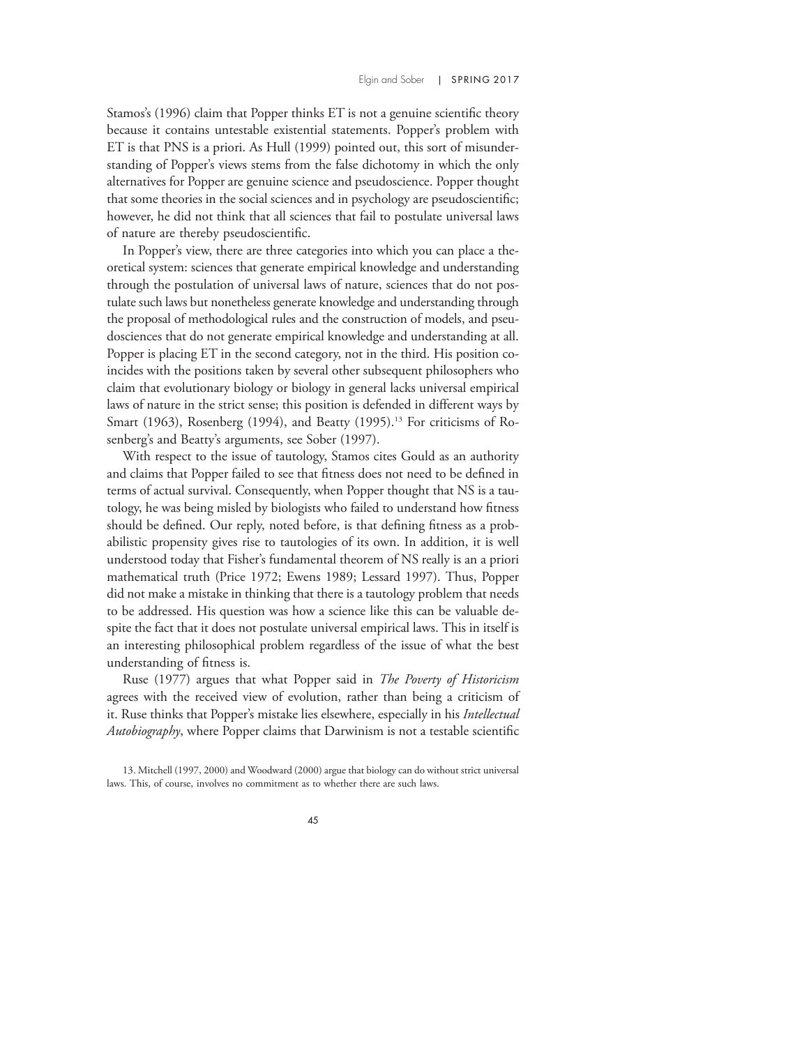Stamos's (1996) claim that Popper thinks ET is not a genuine scientific theory because it contains untestable existential statements. Popper's problem with ET is that PNS is a priori. As Hull (1999) pointed out, this sort of misunderstanding of Popper's views stems from the false dichotomy in which the only alternatives for Popper are genuine science and pseudoscience. Popper thought that some theories in the social sciences and in psychology are pseudoscientific; however, he did not think that all sciences that fail to postulate universal laws of nature are thereby pseudoscientific.

In Popper's view, there are three categories into which you can place a theoretical system: sciences that generate empirical knowledge and understanding through the postulation of universal laws of nature, sciences that do not postulate such laws but nonetheless generate knowledge and understanding through the proposal of methodological rules and the construction of models, and pseudosciences that do not generate empirical knowledge and understanding at all. Popper is placing ET in the second category, not in the third. His position coincides with the positions taken by several other subsequent philosophers who claim that evolutionary biology or biology in general lacks universal empirical laws of nature in the strict sense; this position is defended in different ways by Smart (1963), Rosenberg (1994), and Beatty (1995).[13] For criticisms of Rosenberg's and Beatty's arguments, see Sober (1997).

With respect to the issue of tautology, Stamos cites Gould as an authority and claims that Popper failed to see that fitness does not need to be defined in terms of actual survival. Consequently, when Popper thought that NS is a tautology, he was being misled by biologists who failed to understand how fitness should be defined. Our reply, noted before, is that defining fitness as a probabilistic propensity gives rise to tautologies of its own. In addition, it is well understood today that Fisher's fundamental theorem of NS really is an a priori mathematical truth (Price 1972; Ewens 1989; Lessard 1997). Thus, Popper did not make a mistake in thinking that there is a tautology problem that needs to be addressed. His question was how a science like this can be valuable despite the fact that it does not postulate universal empirical laws. This in itself is an interesting philosophical problem regardless of the issue of what the best understanding of fitness is.

Ruse (1977) argues that what Popper said in *The Poverty of Historicism* agrees with the received view of evolution, rather than being a criticism of it. Ruse thinks that Popper's mistake lies elsewhere, especially in his *Intellectual Autobiography*, where Popper claims that Darwinism is not a testable scientific

13. Mitchell (1997, 2000) and Woodward (2000) argue that biology can do without strict universal laws. This, of course, involves no commitment as to whether there are such laws.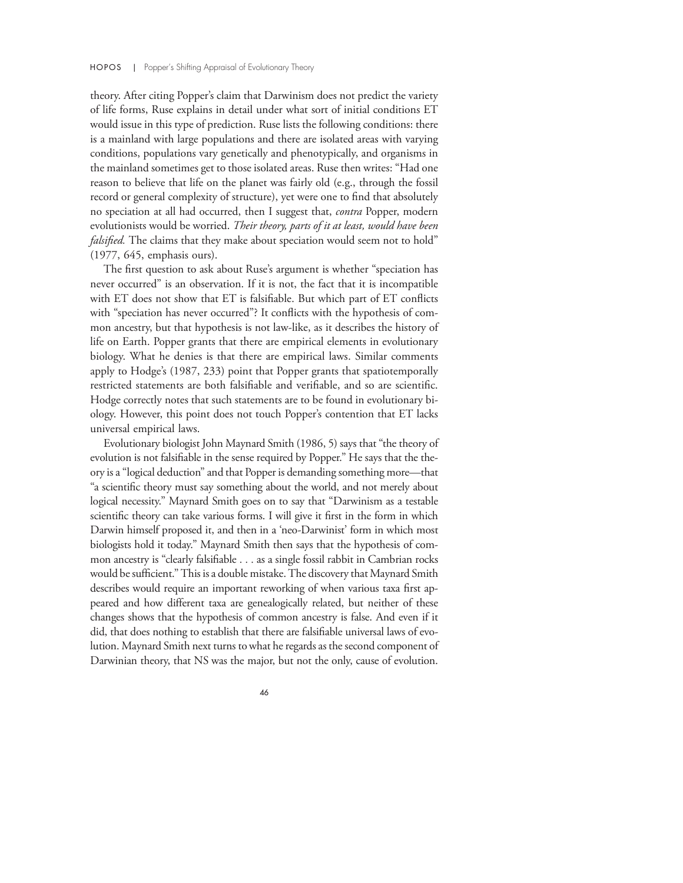theory. After citing Popper's claim that Darwinism does not predict the variety of life forms, Ruse explains in detail under what sort of initial conditions ET would issue in this type of prediction. Ruse lists the following conditions: there is a mainland with large populations and there are isolated areas with varying conditions, populations vary genetically and phenotypically, and organisms in the mainland sometimes get to those isolated areas. Ruse then writes: "Had one reason to believe that life on the planet was fairly old (e.g., through the fossil record or general complexity of structure), yet were one to find that absolutely no speciation at all had occurred, then I suggest that, *contra* Popper, modern evolutionists would be worried. *Their theory, parts of it at least, would have been falsified.* The claims that they make about speciation would seem not to hold" (1977, 645, emphasis ours).

The first question to ask about Ruse's argument is whether "speciation has never occurred" is an observation. If it is not, the fact that it is incompatible with ET does not show that ET is falsifiable. But which part of ET conflicts with "speciation has never occurred"? It conflicts with the hypothesis of common ancestry, but that hypothesis is not law-like, as it describes the history of life on Earth. Popper grants that there are empirical elements in evolutionary biology. What he denies is that there are empirical laws. Similar comments apply to Hodge's (1987, 233) point that Popper grants that spatiotemporally restricted statements are both falsifiable and verifiable, and so are scientific. Hodge correctly notes that such statements are to be found in evolutionary biology. However, this point does not touch Popper's contention that ET lacks universal empirical laws.

Evolutionary biologist John Maynard Smith (1986, 5) says that "the theory of evolution is not falsifiable in the sense required by Popper." He says that the theory is a "logical deduction" and that Popper is demanding something more—that "a scientific theory must say something about the world, and not merely about logical necessity." Maynard Smith goes on to say that "Darwinism as a testable scientific theory can take various forms. I will give it first in the form in which Darwin himself proposed it, and then in a 'neo-Darwinist' form in which most biologists hold it today." Maynard Smith then says that the hypothesis of common ancestry is "clearly falsifiable . . . as a single fossil rabbit in Cambrian rocks would be sufficient." This is a double mistake. The discovery that Maynard Smith describes would require an important reworking of when various taxa first appeared and how different taxa are genealogically related, but neither of these changes shows that the hypothesis of common ancestry is false. And even if it did, that does nothing to establish that there are falsifiable universal laws of evolution. Maynard Smith next turns to what he regards as the second component of Darwinian theory, that NS was the major, but not the only, cause of evolution.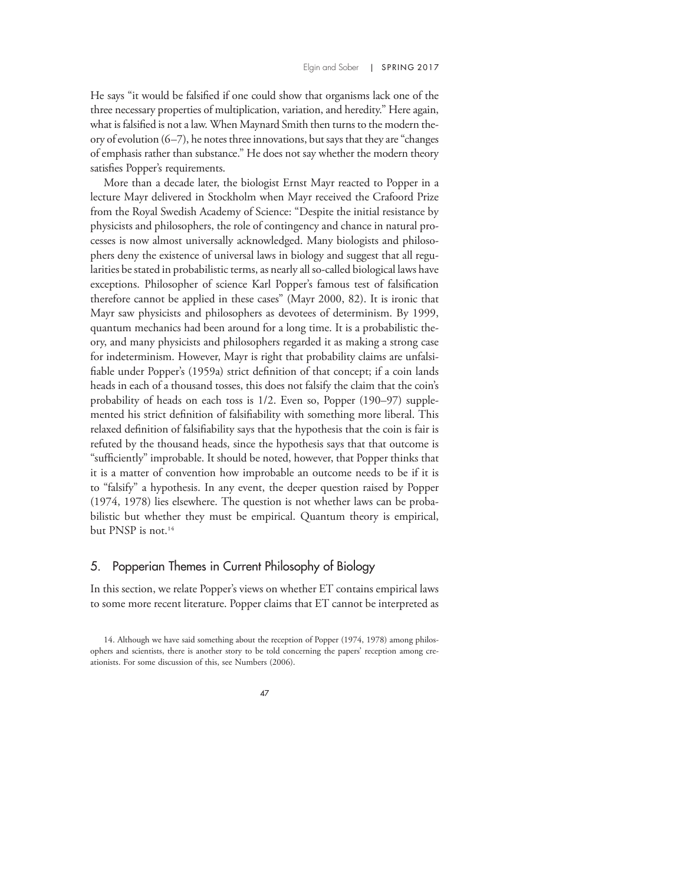He says "it would be falsified if one could show that organisms lack one of the three necessary properties of multiplication, variation, and heredity." Here again, what is falsified is not a law. When Maynard Smith then turns to the modern theory of evolution (6–7), he notes three innovations, but says that they are "changes of emphasis rather than substance." He does not say whether the modern theory satisfies Popper's requirements.

More than a decade later, the biologist Ernst Mayr reacted to Popper in a lecture Mayr delivered in Stockholm when Mayr received the Crafoord Prize from the Royal Swedish Academy of Science: "Despite the initial resistance by physicists and philosophers, the role of contingency and chance in natural processes is now almost universally acknowledged. Many biologists and philosophers deny the existence of universal laws in biology and suggest that all regularities be stated in probabilistic terms, as nearly all so-called biological laws have exceptions. Philosopher of science Karl Popper's famous test of falsification therefore cannot be applied in these cases" (Mayr 2000, 82). It is ironic that Mayr saw physicists and philosophers as devotees of determinism. By 1999, quantum mechanics had been around for a long time. It is a probabilistic theory, and many physicists and philosophers regarded it as making a strong case for indeterminism. However, Mayr is right that probability claims are unfalsifiable under Popper's (1959a) strict definition of that concept; if a coin lands heads in each of a thousand tosses, this does not falsify the claim that the coin's probability of heads on each toss is 1/2. Even so, Popper (190–97) supplemented his strict definition of falsifiability with something more liberal. This relaxed definition of falsifiability says that the hypothesis that the coin is fair is refuted by the thousand heads, since the hypothesis says that that outcome is "sufficiently" improbable. It should be noted, however, that Popper thinks that it is a matter of convention how improbable an outcome needs to be if it is to "falsify" a hypothesis. In any event, the deeper question raised by Popper (1974, 1978) lies elsewhere. The question is not whether laws can be probabilistic but whether they must be empirical. Quantum theory is empirical, but PNSP is not.[14]

## 5. Popperian Themes in Current Philosophy of Biology

In this section, we relate Popper's views on whether ET contains empirical laws to some more recent literature. Popper claims that ET cannot be interpreted as

14. Although we have said something about the reception of Popper (1974, 1978) among philosophers and scientists, there is another story to be told concerning the papers' reception among creationists. For some discussion of this, see Numbers (2006).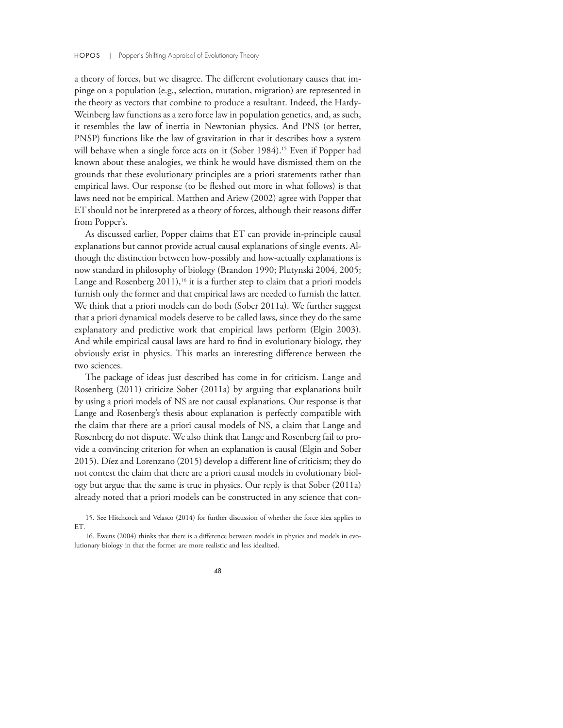a theory of forces, but we disagree. The different evolutionary causes that impinge on a population (e.g., selection, mutation, migration) are represented in the theory as vectors that combine to produce a resultant. Indeed, the Hardy-Weinberg law functions as a zero force law in population genetics, and, as such, it resembles the law of inertia in Newtonian physics. And PNS (or better, PNSP) functions like the law of gravitation in that it describes how a system will behave when a single force acts on it (Sober 1984).[15] Even if Popper had known about these analogies, we think he would have dismissed them on the grounds that these evolutionary principles are a priori statements rather than empirical laws. Our response (to be fleshed out more in what follows) is that laws need not be empirical. Matthen and Ariew (2002) agree with Popper that ET should not be interpreted as a theory of forces, although their reasons differ from Popper's.

As discussed earlier, Popper claims that ET can provide in-principle causal explanations but cannot provide actual causal explanations of single events. Although the distinction between how-possibly and how-actually explanations is now standard in philosophy of biology (Brandon 1990; Plutynski 2004, 2005; Lange and Rosenberg 2011),[16] it is a further step to claim that a priori models furnish only the former and that empirical laws are needed to furnish the latter. We think that a priori models can do both (Sober 2011a). We further suggest that a priori dynamical models deserve to be called laws, since they do the same explanatory and predictive work that empirical laws perform (Elgin 2003). And while empirical causal laws are hard to find in evolutionary biology, they obviously exist in physics. This marks an interesting difference between the two sciences.

The package of ideas just described has come in for criticism. Lange and Rosenberg (2011) criticize Sober (2011a) by arguing that explanations built by using a priori models of NS are not causal explanations. Our response is that Lange and Rosenberg's thesis about explanation is perfectly compatible with the claim that there are a priori causal models of NS, a claim that Lange and Rosenberg do not dispute. We also think that Lange and Rosenberg fail to provide a convincing criterion for when an explanation is causal (Elgin and Sober 2015). Díez and Lorenzano (2015) develop a different line of criticism; they do not contest the claim that there are a priori causal models in evolutionary biology but argue that the same is true in physics. Our reply is that Sober (2011a) already noted that a priori models can be constructed in any science that con-

15. See Hitchcock and Velasco (2014) for further discussion of whether the force idea applies to ET.

16. Ewens (2004) thinks that there is a difference between models in physics and models in evolutionary biology in that the former are more realistic and less idealized.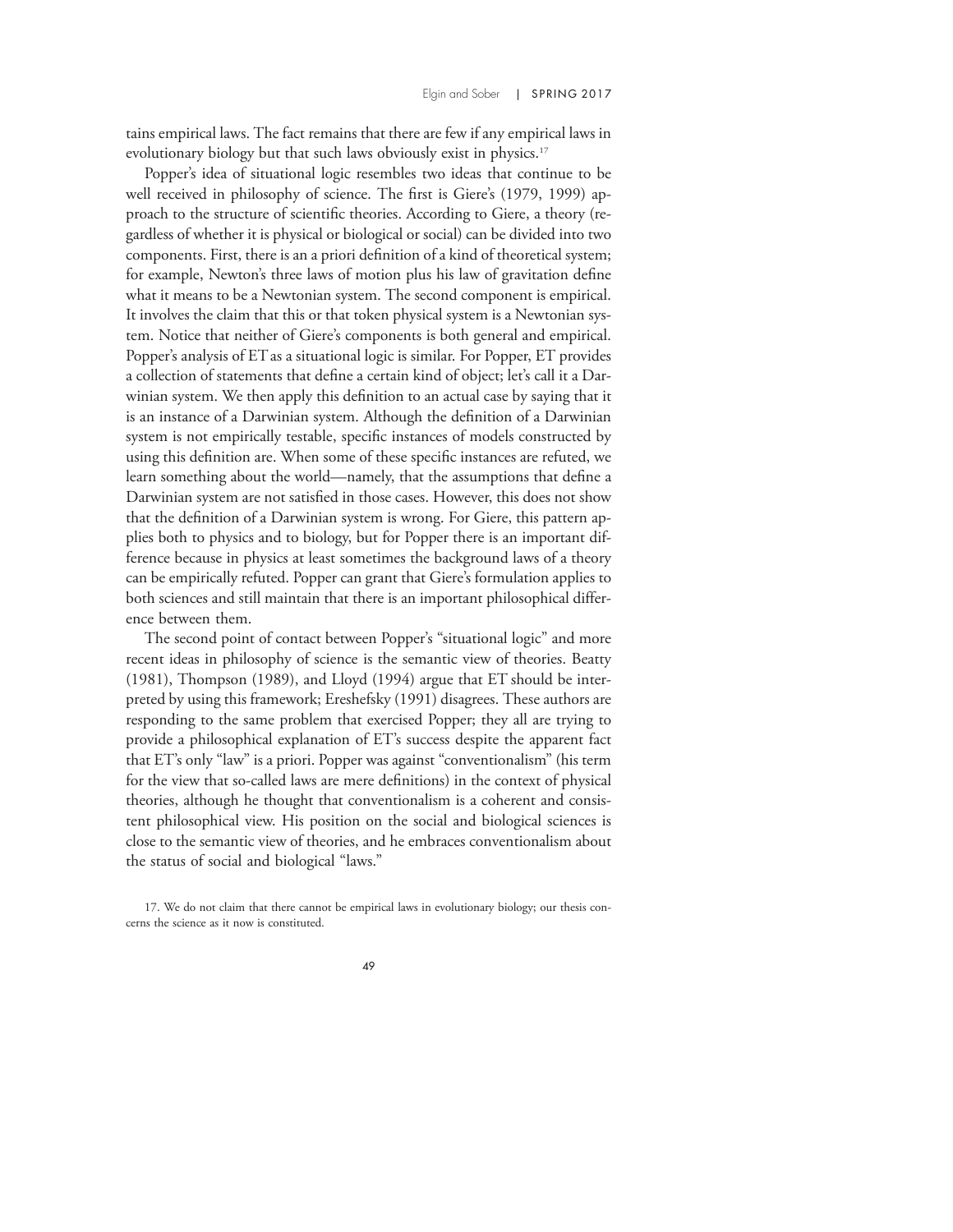tains empirical laws. The fact remains that there are few if any empirical laws in evolutionary biology but that such laws obviously exist in physics.[17]

Popper's idea of situational logic resembles two ideas that continue to be well received in philosophy of science. The first is Giere's (1979, 1999) approach to the structure of scientific theories. According to Giere, a theory (regardless of whether it is physical or biological or social) can be divided into two components. First, there is an a priori definition of a kind of theoretical system; for example, Newton's three laws of motion plus his law of gravitation define what it means to be a Newtonian system. The second component is empirical. It involves the claim that this or that token physical system is a Newtonian system. Notice that neither of Giere's components is both general and empirical. Popper's analysis of ET as a situational logic is similar. For Popper, ET provides a collection of statements that define a certain kind of object; let's call it a Darwinian system. We then apply this definition to an actual case by saying that it is an instance of a Darwinian system. Although the definition of a Darwinian system is not empirically testable, specific instances of models constructed by using this definition are. When some of these specific instances are refuted, we learn something about the world—namely, that the assumptions that define a Darwinian system are not satisfied in those cases. However, this does not show that the definition of a Darwinian system is wrong. For Giere, this pattern applies both to physics and to biology, but for Popper there is an important difference because in physics at least sometimes the background laws of a theory can be empirically refuted. Popper can grant that Giere's formulation applies to both sciences and still maintain that there is an important philosophical difference between them.

The second point of contact between Popper's "situational logic" and more recent ideas in philosophy of science is the semantic view of theories. Beatty (1981), Thompson (1989), and Lloyd (1994) argue that ET should be interpreted by using this framework; Ereshefsky (1991) disagrees. These authors are responding to the same problem that exercised Popper; they all are trying to provide a philosophical explanation of ET's success despite the apparent fact that ET's only "law" is a priori. Popper was against "conventionalism" (his term for the view that so-called laws are mere definitions) in the context of physical theories, although he thought that conventionalism is a coherent and consistent philosophical view. His position on the social and biological sciences is close to the semantic view of theories, and he embraces conventionalism about the status of social and biological "laws."

17. We do not claim that there cannot be empirical laws in evolutionary biology; our thesis concerns the science as it now is constituted.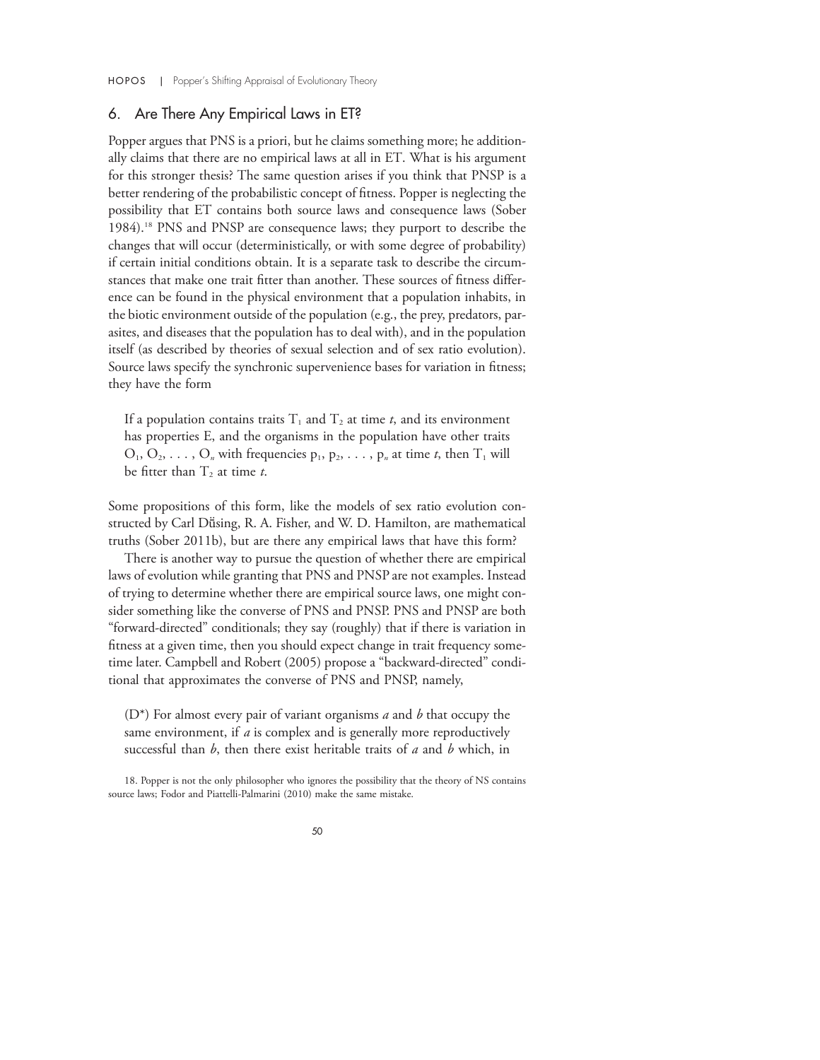## 6. Are There Any Empirical Laws in ET?

Popper argues that PNS is a priori, but he claims something more; he additionally claims that there are no empirical laws at all in ET. What is his argument for this stronger thesis? The same question arises if you think that PNSP is a better rendering of the probabilistic concept of fitness. Popper is neglecting the possibility that ET contains both source laws and consequence laws (Sober 1984).[18] PNS and PNSP are consequence laws; they purport to describe the changes that will occur (deterministically, or with some degree of probability) if certain initial conditions obtain. It is a separate task to describe the circumstances that make one trait fitter than another. These sources of fitness difference can be found in the physical environment that a population inhabits, in the biotic environment outside of the population (e.g., the prey, predators, parasites, and diseases that the population has to deal with), and in the population itself (as described by theories of sexual selection and of sex ratio evolution). Source laws specify the synchronic supervenience bases for variation in fitness; they have the form

> If a population contains traits $T_1$ and $T_2$ at time *t*, and its environment has properties E, and the organisms in the population have other traits $O_1, O_2, \ldots, O_n$ with frequencies $p_1, p_2, \ldots, p_n$ at time *t*, then $T_1$ will be fitter than $T_2$ at time *t*.

Some propositions of this form, like the models of sex ratio evolution constructed by Carl Düsing, R. A. Fisher, and W. D. Hamilton, are mathematical truths (Sober 2011b), but are there any empirical laws that have this form?

There is another way to pursue the question of whether there are empirical laws of evolution while granting that PNS and PNSP are not examples. Instead of trying to determine whether there are empirical source laws, one might consider something like the converse of PNS and PNSP. PNS and PNSP are both "forward-directed" conditionals; they say (roughly) that if there is variation in fitness at a given time, then you should expect change in trait frequency sometime later. Campbell and Robert (2005) propose a "backward-directed" conditional that approximates the converse of PNS and PNSP, namely,

> (D*) For almost every pair of variant organisms *a* and *b* that occupy the same environment, if *a* is complex and is generally more reproductively successful than *b*, then there exist heritable traits of *a* and *b* which, in

18. Popper is not the only philosopher who ignores the possibility that the theory of NS contains source laws; Fodor and Piattelli-Palmarini (2010) make the same mistake.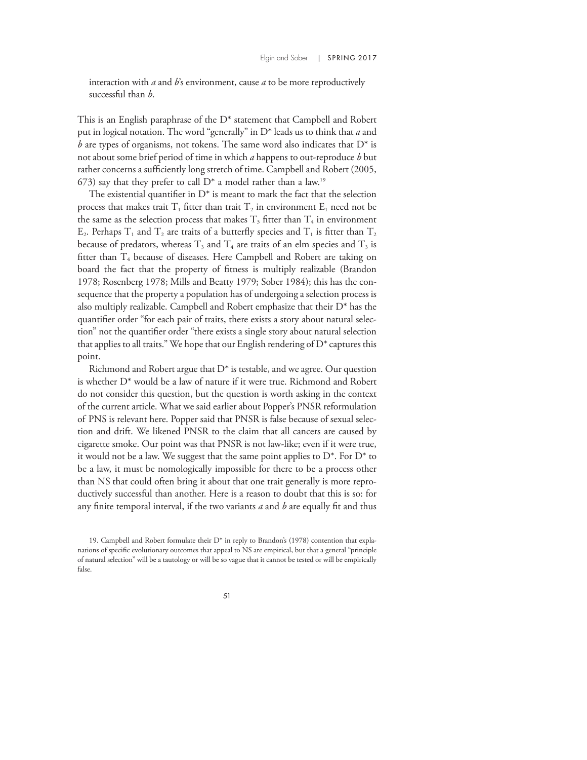interaction with *a* and *b*'s environment, cause *a* to be more reproductively successful than *b*.

This is an English paraphrase of the D* statement that Campbell and Robert put in logical notation. The word "generally" in D* leads us to think that *a* and *b* are types of organisms, not tokens. The same word also indicates that D* is not about some brief period of time in which *a* happens to out-reproduce *b* but rather concerns a sufficiently long stretch of time. Campbell and Robert (2005, 673) say that they prefer to call D* a model rather than a law.[19]

The existential quantifier in D* is meant to mark the fact that the selection process that makes trait $T_1$ fitter than trait $T_2$ in environment $E_1$ need not be the same as the selection process that makes $T_3$ fitter than $T_4$ in environment $E_2$. Perhaps $T_1$ and $T_2$ are traits of a butterfly species and $T_1$ is fitter than $T_2$ because of predators, whereas $T_3$ and $T_4$ are traits of an elm species and $T_3$ is fitter than $T_4$ because of diseases. Here Campbell and Robert are taking on board the fact that the property of fitness is multiply realizable (Brandon 1978; Rosenberg 1978; Mills and Beatty 1979; Sober 1984); this has the consequence that the property a population has of undergoing a selection process is also multiply realizable. Campbell and Robert emphasize that their D* has the quantifier order "for each pair of traits, there exists a story about natural selection" not the quantifier order "there exists a single story about natural selection that applies to all traits." We hope that our English rendering of D* captures this point.

Richmond and Robert argue that D* is testable, and we agree. Our question is whether D* would be a law of nature if it were true. Richmond and Robert do not consider this question, but the question is worth asking in the context of the current article. What we said earlier about Popper's PNSR reformulation of PNS is relevant here. Popper said that PNSR is false because of sexual selection and drift. We likened PNSR to the claim that all cancers are caused by cigarette smoke. Our point was that PNSR is not law-like; even if it were true, it would not be a law. We suggest that the same point applies to D*. For D* to be a law, it must be nomologically impossible for there to be a process other than NS that could often bring it about that one trait generally is more reproductively successful than another. Here is a reason to doubt that this is so: for any finite temporal interval, if the two variants *a* and *b* are equally fit and thus

19. Campbell and Robert formulate their D* in reply to Brandon's (1978) contention that explanations of specific evolutionary outcomes that appeal to NS are empirical, but that a general "principle of natural selection" will be a tautology or will be so vague that it cannot be tested or will be empirically false.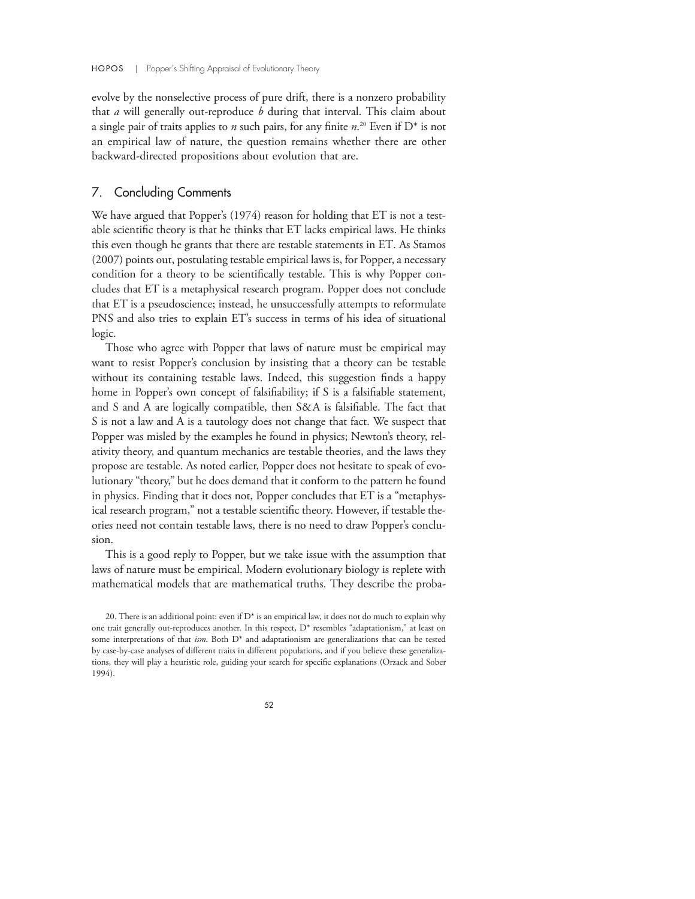evolve by the nonselective process of pure drift, there is a nonzero probability that *a* will generally out-reproduce *b* during that interval. This claim about a single pair of traits applies to *n* such pairs, for any finite *n*.[20] Even if D* is not an empirical law of nature, the question remains whether there are other backward-directed propositions about evolution that are.

## 7. Concluding Comments

We have argued that Popper's (1974) reason for holding that ET is not a testable scientific theory is that he thinks that ET lacks empirical laws. He thinks this even though he grants that there are testable statements in ET. As Stamos (2007) points out, postulating testable empirical laws is, for Popper, a necessary condition for a theory to be scientifically testable. This is why Popper concludes that ET is a metaphysical research program. Popper does not conclude that ET is a pseudoscience; instead, he unsuccessfully attempts to reformulate PNS and also tries to explain ET's success in terms of his idea of situational logic.

Those who agree with Popper that laws of nature must be empirical may want to resist Popper's conclusion by insisting that a theory can be testable without its containing testable laws. Indeed, this suggestion finds a happy home in Popper's own concept of falsifiability; if S is a falsifiable statement, and S and A are logically compatible, then S&A is falsifiable. The fact that S is not a law and A is a tautology does not change that fact. We suspect that Popper was misled by the examples he found in physics; Newton's theory, relativity theory, and quantum mechanics are testable theories, and the laws they propose are testable. As noted earlier, Popper does not hesitate to speak of evolutionary "theory," but he does demand that it conform to the pattern he found in physics. Finding that it does not, Popper concludes that ET is a "metaphysical research program," not a testable scientific theory. However, if testable theories need not contain testable laws, there is no need to draw Popper's conclusion.

This is a good reply to Popper, but we take issue with the assumption that laws of nature must be empirical. Modern evolutionary biology is replete with mathematical models that are mathematical truths. They describe the proba-

20. There is an additional point: even if D* is an empirical law, it does not do much to explain why one trait generally out-reproduces another. In this respect, D* resembles "adaptationism," at least on some interpretations of that *ism*. Both D* and adaptationism are generalizations that can be tested by case-by-case analyses of different traits in different populations, and if you believe these generalizations, they will play a heuristic role, guiding your search for specific explanations (Orzack and Sober 1994).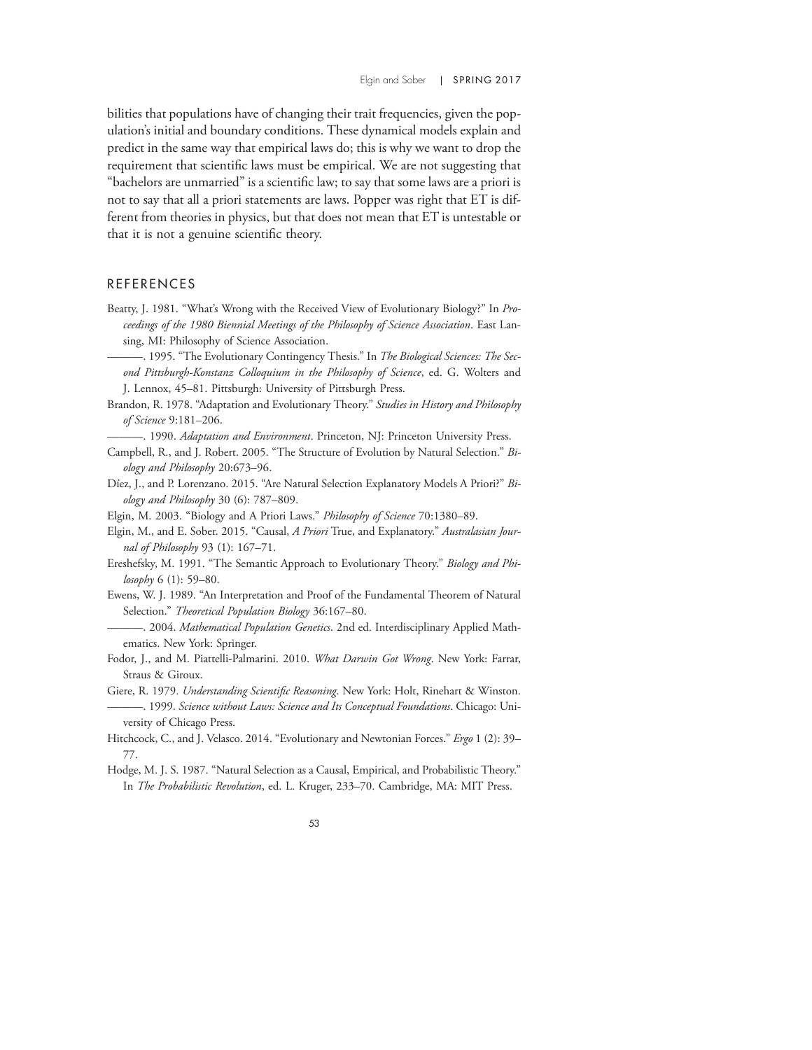bilities that populations have of changing their trait frequencies, given the population's initial and boundary conditions. These dynamical models explain and predict in the same way that empirical laws do; this is why we want to drop the requirement that scientific laws must be empirical. We are not suggesting that "bachelors are unmarried" is a scientific law; to say that some laws are a priori is not to say that all a priori statements are laws. Popper was right that ET is different from theories in physics, but that does not mean that ET is untestable or that it is not a genuine scientific theory.

## REFERENCES

Beatty, J. 1981. "What's Wrong with the Received View of Evolutionary Biology?" In *Proceedings of the 1980 Biennial Meetings of the Philosophy of Science Association*. East Lansing, MI: Philosophy of Science Association.

———. 1995. "The Evolutionary Contingency Thesis." In *The Biological Sciences: The Second Pittsburgh-Konstanz Colloquium in the Philosophy of Science*, ed. G. Wolters and J. Lennox, 45–81. Pittsburgh: University of Pittsburgh Press.

Brandon, R. 1978. "Adaptation and Evolutionary Theory." *Studies in History and Philosophy of Science* 9:181–206.

———. 1990. *Adaptation and Environment*. Princeton, NJ: Princeton University Press.

Campbell, R., and J. Robert. 2005. "The Structure of Evolution by Natural Selection." *Biology and Philosophy* 20:673–96.

Díez, J., and P. Lorenzano. 2015. "Are Natural Selection Explanatory Models A Priori?" *Biology and Philosophy* 30 (6): 787–809.

Elgin, M. 2003. "Biology and A Priori Laws." *Philosophy of Science* 70:1380–89.

Elgin, M., and E. Sober. 2015. "Causal, *A Priori* True, and Explanatory." *Australasian Journal of Philosophy* 93 (1): 167–71.

Ereshefsky, M. 1991. "The Semantic Approach to Evolutionary Theory." *Biology and Philosophy* 6 (1): 59–80.

Ewens, W. J. 1989. "An Interpretation and Proof of the Fundamental Theorem of Natural Selection." *Theoretical Population Biology* 36:167–80.

———. 2004. *Mathematical Population Genetics*. 2nd ed. Interdisciplinary Applied Mathematics. New York: Springer.

Fodor, J., and M. Piattelli-Palmarini. 2010. *What Darwin Got Wrong*. New York: Farrar, Straus & Giroux.

Giere, R. 1979. *Understanding Scientific Reasoning*. New York: Holt, Rinehart & Winston.

———. 1999. *Science without Laws: Science and Its Conceptual Foundations*. Chicago: University of Chicago Press.

Hitchcock, C., and J. Velasco. 2014. "Evolutionary and Newtonian Forces." *Ergo* 1 (2): 39–77.

Hodge, M. J. S. 1987. "Natural Selection as a Causal, Empirical, and Probabilistic Theory." In *The Probabilistic Revolution*, ed. L. Kruger, 233–70. Cambridge, MA: MIT Press.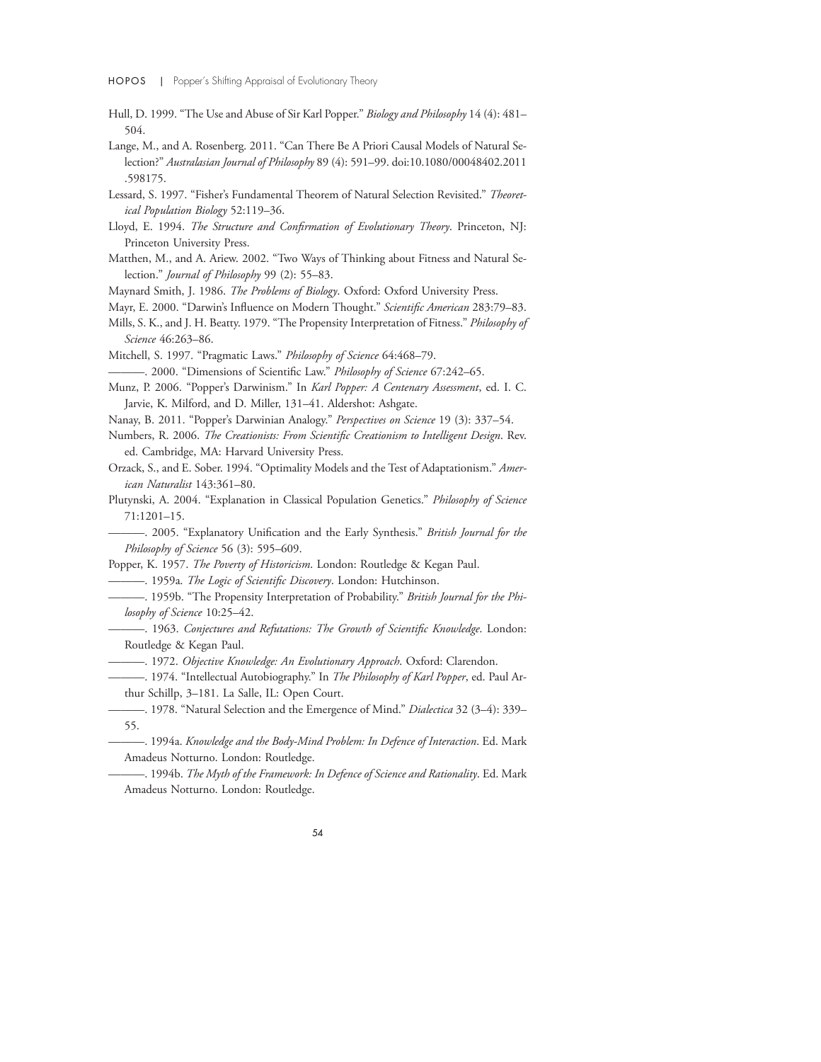Hull, D. 1999. "The Use and Abuse of Sir Karl Popper." *Biology and Philosophy* 14 (4): 481–504.

Lange, M., and A. Rosenberg. 2011. "Can There Be A Priori Causal Models of Natural Selection?" *Australasian Journal of Philosophy* 89 (4): 591–99. doi:10.1080/00048402.2011.598175.

Lessard, S. 1997. "Fisher's Fundamental Theorem of Natural Selection Revisited." *Theoretical Population Biology* 52:119–36.

Lloyd, E. 1994. *The Structure and Confirmation of Evolutionary Theory*. Princeton, NJ: Princeton University Press.

Matthen, M., and A. Ariew. 2002. "Two Ways of Thinking about Fitness and Natural Selection." *Journal of Philosophy* 99 (2): 55–83.

Maynard Smith, J. 1986. *The Problems of Biology*. Oxford: Oxford University Press.

Mayr, E. 2000. "Darwin's Influence on Modern Thought." *Scientific American* 283:79–83.

Mills, S. K., and J. H. Beatty. 1979. "The Propensity Interpretation of Fitness." *Philosophy of Science* 46:263–86.

Mitchell, S. 1997. "Pragmatic Laws." *Philosophy of Science* 64:468–79.

———. 2000. "Dimensions of Scientific Law." *Philosophy of Science* 67:242–65.

Munz, P. 2006. "Popper's Darwinism." In *Karl Popper: A Centenary Assessment*, ed. I. C. Jarvie, K. Milford, and D. Miller, 131–41. Aldershot: Ashgate.

Nanay, B. 2011. "Popper's Darwinian Analogy." *Perspectives on Science* 19 (3): 337–54.

Numbers, R. 2006. *The Creationists: From Scientific Creationism to Intelligent Design*. Rev. ed. Cambridge, MA: Harvard University Press.

Orzack, S., and E. Sober. 1994. "Optimality Models and the Test of Adaptationism." *American Naturalist* 143:361–80.

Plutynski, A. 2004. "Explanation in Classical Population Genetics." *Philosophy of Science* 71:1201–15.

———. 2005. "Explanatory Unification and the Early Synthesis." *British Journal for the Philosophy of Science* 56 (3): 595–609.

Popper, K. 1957. *The Poverty of Historicism*. London: Routledge & Kegan Paul.

———. 1959a. *The Logic of Scientific Discovery*. London: Hutchinson.

———. 1959b. "The Propensity Interpretation of Probability." *British Journal for the Philosophy of Science* 10:25–42.

———. 1963. *Conjectures and Refutations: The Growth of Scientific Knowledge*. London: Routledge & Kegan Paul.

———. 1972. *Objective Knowledge: An Evolutionary Approach*. Oxford: Clarendon.

———. 1974. "Intellectual Autobiography." In *The Philosophy of Karl Popper*, ed. Paul Arthur Schillp, 3–181. La Salle, IL: Open Court.

———. 1978. "Natural Selection and the Emergence of Mind." *Dialectica* 32 (3–4): 339–55.

———. 1994a. *Knowledge and the Body-Mind Problem: In Defence of Interaction*. Ed. Mark Amadeus Notturno. London: Routledge.

———. 1994b. *The Myth of the Framework: In Defence of Science and Rationality*. Ed. Mark Amadeus Notturno. London: Routledge.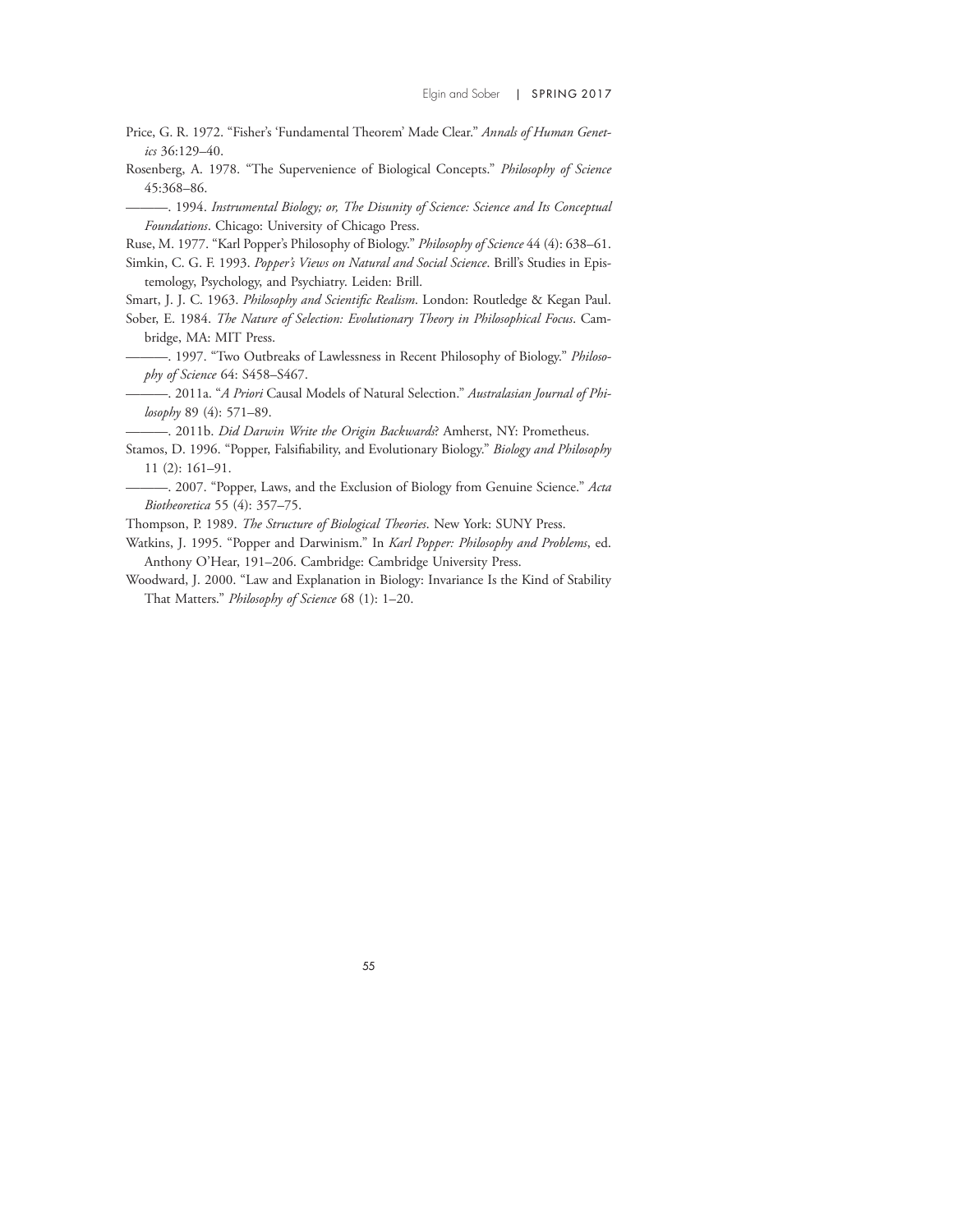Price, G. R. 1972. "Fisher's 'Fundamental Theorem' Made Clear." *Annals of Human Genetics* 36:129–40.

Rosenberg, A. 1978. "The Supervenience of Biological Concepts." *Philosophy of Science* 45:368–86.

———. 1994. *Instrumental Biology; or, The Disunity of Science: Science and Its Conceptual Foundations*. Chicago: University of Chicago Press.

Ruse, M. 1977. "Karl Popper's Philosophy of Biology." *Philosophy of Science* 44 (4): 638–61.

Simkin, C. G. F. 1993. *Popper's Views on Natural and Social Science*. Brill's Studies in Epistemology, Psychology, and Psychiatry. Leiden: Brill.

Smart, J. J. C. 1963. *Philosophy and Scientific Realism*. London: Routledge & Kegan Paul.

Sober, E. 1984. *The Nature of Selection: Evolutionary Theory in Philosophical Focus*. Cambridge, MA: MIT Press.

———. 1997. "Two Outbreaks of Lawlessness in Recent Philosophy of Biology." *Philosophy of Science* 64: S458–S467.

———. 2011a. "*A Priori* Causal Models of Natural Selection." *Australasian Journal of Philosophy* 89 (4): 571–89.

———. 2011b. *Did Darwin Write the Origin Backwards*? Amherst, NY: Prometheus.

Stamos, D. 1996. "Popper, Falsifiability, and Evolutionary Biology." *Biology and Philosophy* 11 (2): 161–91.

———. 2007. "Popper, Laws, and the Exclusion of Biology from Genuine Science." *Acta Biotheoretica* 55 (4): 357–75.

Thompson, P. 1989. *The Structure of Biological Theories*. New York: SUNY Press.

Watkins, J. 1995. "Popper and Darwinism." In *Karl Popper: Philosophy and Problems*, ed. Anthony O'Hear, 191–206. Cambridge: Cambridge University Press.

Woodward, J. 2000. "Law and Explanation in Biology: Invariance Is the Kind of Stability That Matters." *Philosophy of Science* 68 (1): 1–20.